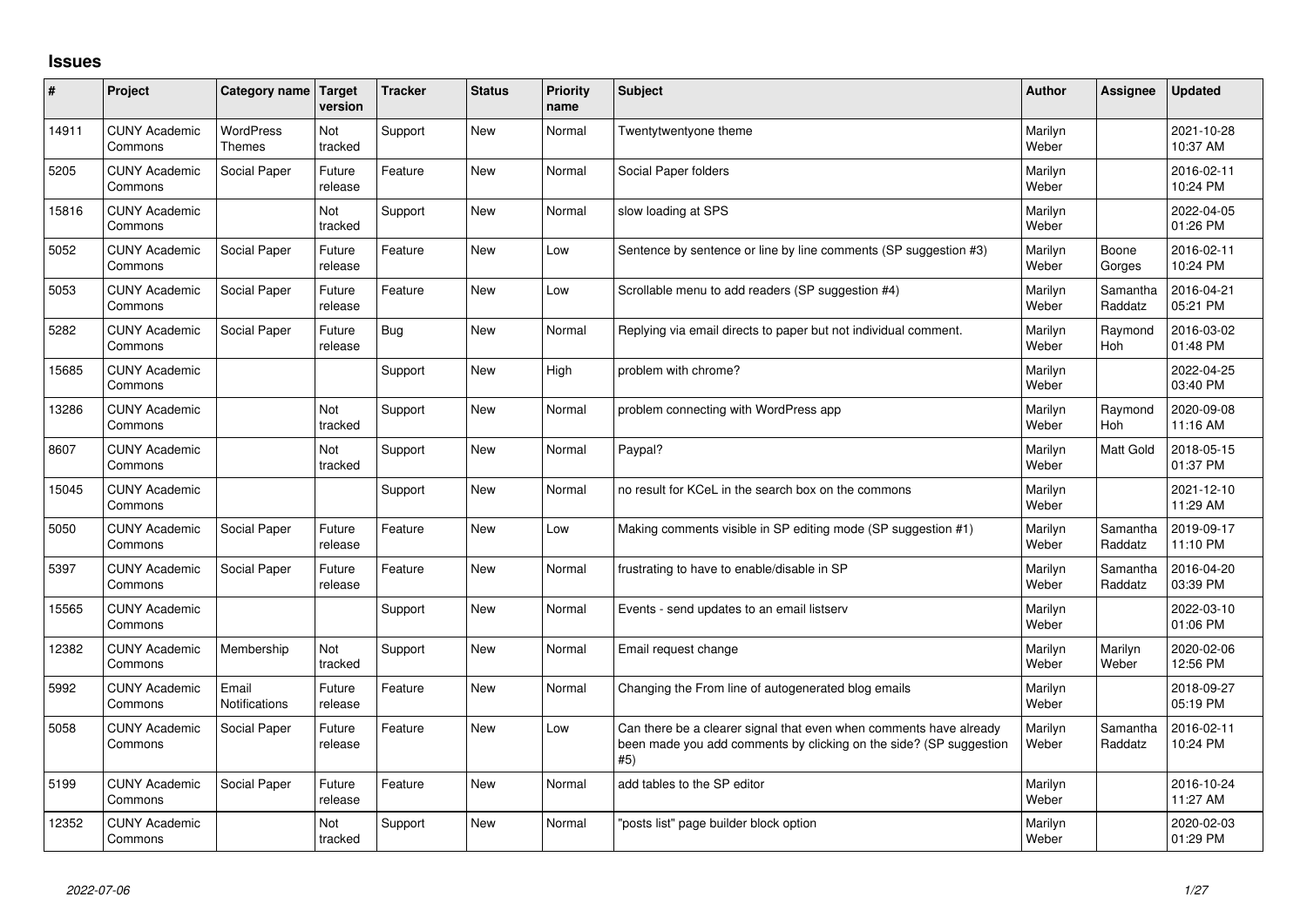# Issues

| # | Project | Category name | Target version | Tracker | Status | Priority name | Subject | Author | Assignee | Updated |
|---|---|---|---|---|---|---|---|---|---|---|
| 14911 | CUNY Academic Commons | WordPress Themes | Not tracked | Support | New | Normal | Twentytwentyone theme | Marilyn Weber | | 2021-10-28 10:37 AM |
| 5205 | CUNY Academic Commons | Social Paper | Future release | Feature | New | Normal | Social Paper folders | Marilyn Weber | | 2016-02-11 10:24 PM |
| 15816 | CUNY Academic Commons | | Not tracked | Support | New | Normal | slow loading at SPS | Marilyn Weber | | 2022-04-05 01:26 PM |
| 5052 | CUNY Academic Commons | Social Paper | Future release | Feature | New | Low | Sentence by sentence or line by line comments (SP suggestion #3) | Marilyn Weber | Boone Gorges | 2016-02-11 10:24 PM |
| 5053 | CUNY Academic Commons | Social Paper | Future release | Feature | New | Low | Scrollable menu to add readers (SP suggestion #4) | Marilyn Weber | Samantha Raddatz | 2016-04-21 05:21 PM |
| 5282 | CUNY Academic Commons | Social Paper | Future release | Bug | New | Normal | Replying via email directs to paper but not individual comment. | Marilyn Weber | Raymond Hoh | 2016-03-02 01:48 PM |
| 15685 | CUNY Academic Commons | | | Support | New | High | problem with chrome? | Marilyn Weber | | 2022-04-25 03:40 PM |
| 13286 | CUNY Academic Commons | | Not tracked | Support | New | Normal | problem connecting with WordPress app | Marilyn Weber | Raymond Hoh | 2020-09-08 11:16 AM |
| 8607 | CUNY Academic Commons | | Not tracked | Support | New | Normal | Paypal? | Marilyn Weber | Matt Gold | 2018-05-15 01:37 PM |
| 15045 | CUNY Academic Commons | | | Support | New | Normal | no result for KCeL in the search box on the commons | Marilyn Weber | | 2021-12-10 11:29 AM |
| 5050 | CUNY Academic Commons | Social Paper | Future release | Feature | New | Low | Making comments visible in SP editing mode (SP suggestion #1) | Marilyn Weber | Samantha Raddatz | 2019-09-17 11:10 PM |
| 5397 | CUNY Academic Commons | Social Paper | Future release | Feature | New | Normal | frustrating to have to enable/disable in SP | Marilyn Weber | Samantha Raddatz | 2016-04-20 03:39 PM |
| 15565 | CUNY Academic Commons | | | Support | New | Normal | Events - send updates to an email listserv | Marilyn Weber | | 2022-03-10 01:06 PM |
| 12382 | CUNY Academic Commons | Membership | Not tracked | Support | New | Normal | Email request change | Marilyn Weber | Marilyn Weber | 2020-02-06 12:56 PM |
| 5992 | CUNY Academic Commons | Email Notifications | Future release | Feature | New | Normal | Changing the From line of autogenerated blog emails | Marilyn Weber | | 2018-09-27 05:19 PM |
| 5058 | CUNY Academic Commons | Social Paper | Future release | Feature | New | Low | Can there be a clearer signal that even when comments have already been made you add comments by clicking on the side? (SP suggestion #5) | Marilyn Weber | Samantha Raddatz | 2016-02-11 10:24 PM |
| 5199 | CUNY Academic Commons | Social Paper | Future release | Feature | New | Normal | add tables to the SP editor | Marilyn Weber | | 2016-10-24 11:27 AM |
| 12352 | CUNY Academic Commons | | Not tracked | Support | New | Normal | "posts list" page builder block option | Marilyn Weber | | 2020-02-03 01:29 PM |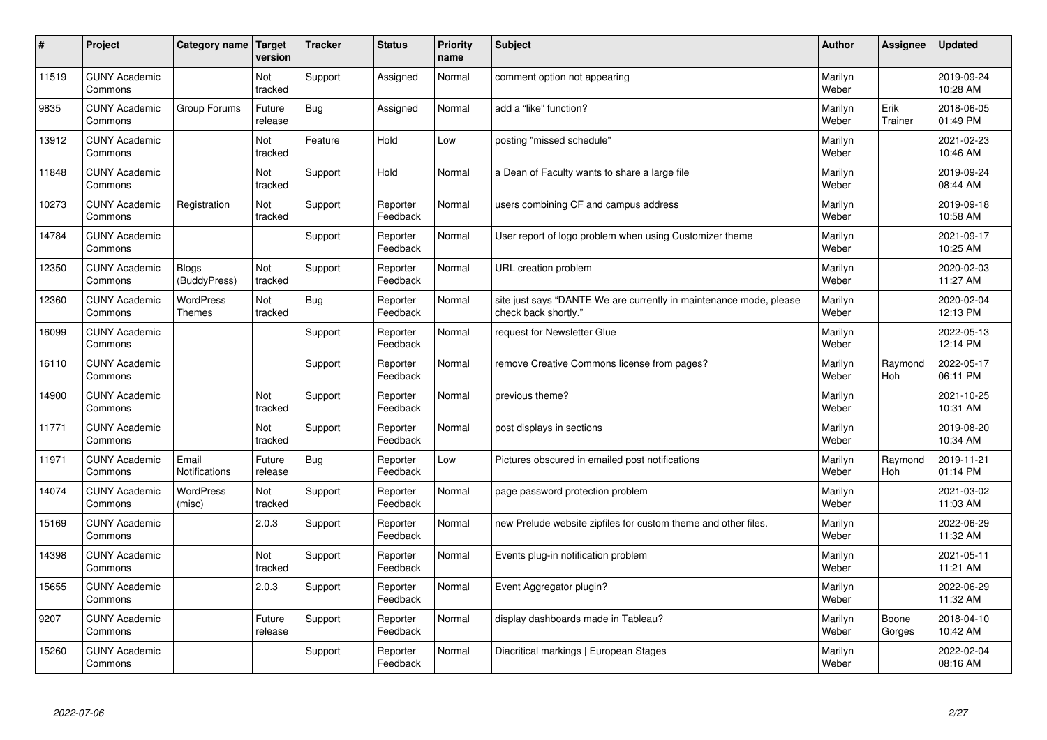| # | Project | Category name | Target version | Tracker | Status | Priority name | Subject | Author | Assignee | Updated |
|---|---|---|---|---|---|---|---|---|---|---|
| 11519 | CUNY Academic Commons | | Not tracked | Support | Assigned | Normal | comment option not appearing | Marilyn Weber | | 2019-09-24 10:28 AM |
| 9835 | CUNY Academic Commons | Group Forums | Future release | Bug | Assigned | Normal | add a "like" function? | Marilyn Weber | Erik Trainer | 2018-06-05 01:49 PM |
| 13912 | CUNY Academic Commons | | Not tracked | Feature | Hold | Low | posting "missed schedule" | Marilyn Weber | | 2021-02-23 10:46 AM |
| 11848 | CUNY Academic Commons | | Not tracked | Support | Hold | Normal | a Dean of Faculty wants to share a large file | Marilyn Weber | | 2019-09-24 08:44 AM |
| 10273 | CUNY Academic Commons | Registration | Not tracked | Support | Reporter Feedback | Normal | users combining CF and campus address | Marilyn Weber | | 2019-09-18 10:58 AM |
| 14784 | CUNY Academic Commons | | | Support | Reporter Feedback | Normal | User report of logo problem when using Customizer theme | Marilyn Weber | | 2021-09-17 10:25 AM |
| 12350 | CUNY Academic Commons | Blogs (BuddyPress) | Not tracked | Support | Reporter Feedback | Normal | URL creation problem | Marilyn Weber | | 2020-02-03 11:27 AM |
| 12360 | CUNY Academic Commons | WordPress Themes | Not tracked | Bug | Reporter Feedback | Normal | site just says "DANTE We are currently in maintenance mode, please check back shortly." | Marilyn Weber | | 2020-02-04 12:13 PM |
| 16099 | CUNY Academic Commons | | | Support | Reporter Feedback | Normal | request for Newsletter Glue | Marilyn Weber | | 2022-05-13 12:14 PM |
| 16110 | CUNY Academic Commons | | | Support | Reporter Feedback | Normal | remove Creative Commons license from pages? | Marilyn Weber | Raymond Hoh | 2022-05-17 06:11 PM |
| 14900 | CUNY Academic Commons | | Not tracked | Support | Reporter Feedback | Normal | previous theme? | Marilyn Weber | | 2021-10-25 10:31 AM |
| 11771 | CUNY Academic Commons | | Not tracked | Support | Reporter Feedback | Normal | post displays in sections | Marilyn Weber | | 2019-08-20 10:34 AM |
| 11971 | CUNY Academic Commons | Email Notifications | Future release | Bug | Reporter Feedback | Low | Pictures obscured in emailed post notifications | Marilyn Weber | Raymond Hoh | 2019-11-21 01:14 PM |
| 14074 | CUNY Academic Commons | WordPress (misc) | Not tracked | Support | Reporter Feedback | Normal | page password protection problem | Marilyn Weber | | 2021-03-02 11:03 AM |
| 15169 | CUNY Academic Commons | | 2.0.3 | Support | Reporter Feedback | Normal | new Prelude website zipfiles for custom theme and other files. | Marilyn Weber | | 2022-06-29 11:32 AM |
| 14398 | CUNY Academic Commons | | Not tracked | Support | Reporter Feedback | Normal | Events plug-in notification problem | Marilyn Weber | | 2021-05-11 11:21 AM |
| 15655 | CUNY Academic Commons | | 2.0.3 | Support | Reporter Feedback | Normal | Event Aggregator plugin? | Marilyn Weber | | 2022-06-29 11:32 AM |
| 9207 | CUNY Academic Commons | | Future release | Support | Reporter Feedback | Normal | display dashboards made in Tableau? | Marilyn Weber | Boone Gorges | 2018-04-10 10:42 AM |
| 15260 | CUNY Academic Commons | | | Support | Reporter Feedback | Normal | Diacritical markings \| European Stages | Marilyn Weber | | 2022-02-04 08:16 AM |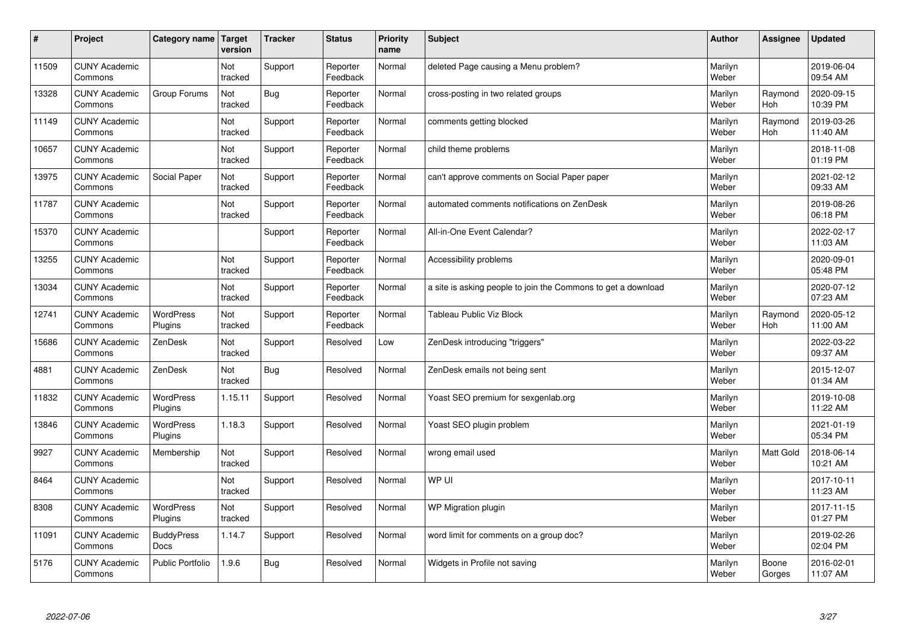| # | Project | Category name | Target version | Tracker | Status | Priority name | Subject | Author | Assignee | Updated |
|---|---|---|---|---|---|---|---|---|---|---|
| 11509 | CUNY Academic Commons | | Not tracked | Support | Reporter Feedback | Normal | deleted Page causing a Menu problem? | Marilyn Weber | | 2019-06-04 09:54 AM |
| 13328 | CUNY Academic Commons | Group Forums | Not tracked | Bug | Reporter Feedback | Normal | cross-posting in two related groups | Marilyn Weber | Raymond Hoh | 2020-09-15 10:39 PM |
| 11149 | CUNY Academic Commons | | Not tracked | Support | Reporter Feedback | Normal | comments getting blocked | Marilyn Weber | Raymond Hoh | 2019-03-26 11:40 AM |
| 10657 | CUNY Academic Commons | | Not tracked | Support | Reporter Feedback | Normal | child theme problems | Marilyn Weber | | 2018-11-08 01:19 PM |
| 13975 | CUNY Academic Commons | Social Paper | Not tracked | Support | Reporter Feedback | Normal | can't approve comments on Social Paper paper | Marilyn Weber | | 2021-02-12 09:33 AM |
| 11787 | CUNY Academic Commons | | Not tracked | Support | Reporter Feedback | Normal | automated comments notifications on ZenDesk | Marilyn Weber | | 2019-08-26 06:18 PM |
| 15370 | CUNY Academic Commons | | | Support | Reporter Feedback | Normal | All-in-One Event Calendar? | Marilyn Weber | | 2022-02-17 11:03 AM |
| 13255 | CUNY Academic Commons | | Not tracked | Support | Reporter Feedback | Normal | Accessibility problems | Marilyn Weber | | 2020-09-01 05:48 PM |
| 13034 | CUNY Academic Commons | | Not tracked | Support | Reporter Feedback | Normal | a site is asking people to join the Commons to get a download | Marilyn Weber | | 2020-07-12 07:23 AM |
| 12741 | CUNY Academic Commons | WordPress Plugins | Not tracked | Support | Reporter Feedback | Normal | Tableau Public Viz Block | Marilyn Weber | Raymond Hoh | 2020-05-12 11:00 AM |
| 15686 | CUNY Academic Commons | ZenDesk | Not tracked | Support | Resolved | Low | ZenDesk introducing "triggers" | Marilyn Weber | | 2022-03-22 09:37 AM |
| 4881 | CUNY Academic Commons | ZenDesk | Not tracked | Bug | Resolved | Normal | ZenDesk emails not being sent | Marilyn Weber | | 2015-12-07 01:34 AM |
| 11832 | CUNY Academic Commons | WordPress Plugins | 1.15.11 | Support | Resolved | Normal | Yoast SEO premium for sexgenlab.org | Marilyn Weber | | 2019-10-08 11:22 AM |
| 13846 | CUNY Academic Commons | WordPress Plugins | 1.18.3 | Support | Resolved | Normal | Yoast SEO plugin problem | Marilyn Weber | | 2021-01-19 05:34 PM |
| 9927 | CUNY Academic Commons | Membership | Not tracked | Support | Resolved | Normal | wrong email used | Marilyn Weber | Matt Gold | 2018-06-14 10:21 AM |
| 8464 | CUNY Academic Commons | | Not tracked | Support | Resolved | Normal | WP UI | Marilyn Weber | | 2017-10-11 11:23 AM |
| 8308 | CUNY Academic Commons | WordPress Plugins | Not tracked | Support | Resolved | Normal | WP Migration plugin | Marilyn Weber | | 2017-11-15 01:27 PM |
| 11091 | CUNY Academic Commons | BuddyPress Docs | 1.14.7 | Support | Resolved | Normal | word limit for comments on a group doc? | Marilyn Weber | | 2019-02-26 02:04 PM |
| 5176 | CUNY Academic Commons | Public Portfolio | 1.9.6 | Bug | Resolved | Normal | Widgets in Profile not saving | Marilyn Weber | Boone Gorges | 2016-02-01 11:07 AM |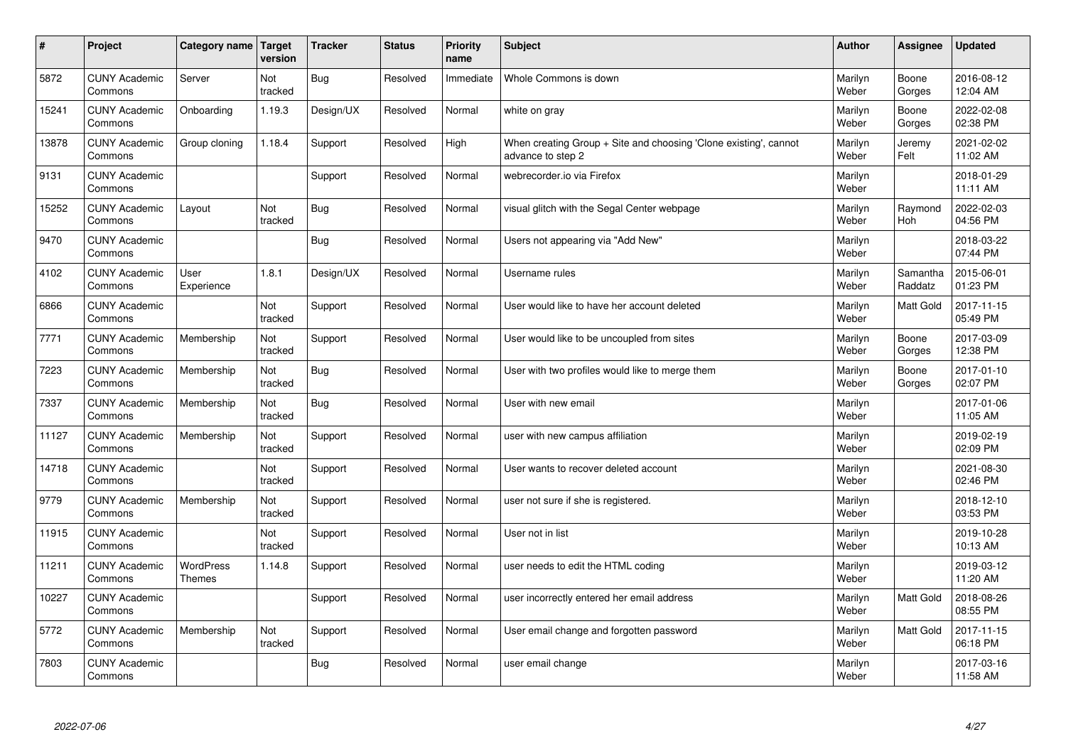| # | Project | Category name | Target version | Tracker | Status | Priority name | Subject | Author | Assignee | Updated |
|---|---|---|---|---|---|---|---|---|---|---|
| 5872 | CUNY Academic Commons | Server | Not tracked | Bug | Resolved | Immediate | Whole Commons is down | Marilyn Weber | Boone Gorges | 2016-08-12 12:04 AM |
| 15241 | CUNY Academic Commons | Onboarding | 1.19.3 | Design/UX | Resolved | Normal | white on gray | Marilyn Weber | Boone Gorges | 2022-02-08 02:38 PM |
| 13878 | CUNY Academic Commons | Group cloning | 1.18.4 | Support | Resolved | High | When creating Group + Site and choosing 'Clone existing', cannot advance to step 2 | Marilyn Weber | Jeremy Felt | 2021-02-02 11:02 AM |
| 9131 | CUNY Academic Commons | | | Support | Resolved | Normal | webrecorder.io via Firefox | Marilyn Weber | | 2018-01-29 11:11 AM |
| 15252 | CUNY Academic Commons | Layout | Not tracked | Bug | Resolved | Normal | visual glitch with the Segal Center webpage | Marilyn Weber | Raymond Hoh | 2022-02-03 04:56 PM |
| 9470 | CUNY Academic Commons | | | Bug | Resolved | Normal | Users not appearing via "Add New" | Marilyn Weber | | 2018-03-22 07:44 PM |
| 4102 | CUNY Academic Commons | User Experience | 1.8.1 | Design/UX | Resolved | Normal | Username rules | Marilyn Weber | Samantha Raddatz | 2015-06-01 01:23 PM |
| 6866 | CUNY Academic Commons | | Not tracked | Support | Resolved | Normal | User would like to have her account deleted | Marilyn Weber | Matt Gold | 2017-11-15 05:49 PM |
| 7771 | CUNY Academic Commons | Membership | Not tracked | Support | Resolved | Normal | User would like to be uncoupled from sites | Marilyn Weber | Boone Gorges | 2017-03-09 12:38 PM |
| 7223 | CUNY Academic Commons | Membership | Not tracked | Bug | Resolved | Normal | User with two profiles would like to merge them | Marilyn Weber | Boone Gorges | 2017-01-10 02:07 PM |
| 7337 | CUNY Academic Commons | Membership | Not tracked | Bug | Resolved | Normal | User with new email | Marilyn Weber | | 2017-01-06 11:05 AM |
| 11127 | CUNY Academic Commons | Membership | Not tracked | Support | Resolved | Normal | user with new campus affiliation | Marilyn Weber | | 2019-02-19 02:09 PM |
| 14718 | CUNY Academic Commons | | Not tracked | Support | Resolved | Normal | User wants to recover deleted account | Marilyn Weber | | 2021-08-30 02:46 PM |
| 9779 | CUNY Academic Commons | Membership | Not tracked | Support | Resolved | Normal | user not sure if she is registered. | Marilyn Weber | | 2018-12-10 03:53 PM |
| 11915 | CUNY Academic Commons | | Not tracked | Support | Resolved | Normal | User not in list | Marilyn Weber | | 2019-10-28 10:13 AM |
| 11211 | CUNY Academic Commons | WordPress Themes | 1.14.8 | Support | Resolved | Normal | user needs to edit the HTML coding | Marilyn Weber | | 2019-03-12 11:20 AM |
| 10227 | CUNY Academic Commons | | | Support | Resolved | Normal | user incorrectly entered her email address | Marilyn Weber | Matt Gold | 2018-08-26 08:55 PM |
| 5772 | CUNY Academic Commons | Membership | Not tracked | Support | Resolved | Normal | User email change and forgotten password | Marilyn Weber | Matt Gold | 2017-11-15 06:18 PM |
| 7803 | CUNY Academic Commons | | | Bug | Resolved | Normal | user email change | Marilyn Weber | | 2017-03-16 11:58 AM |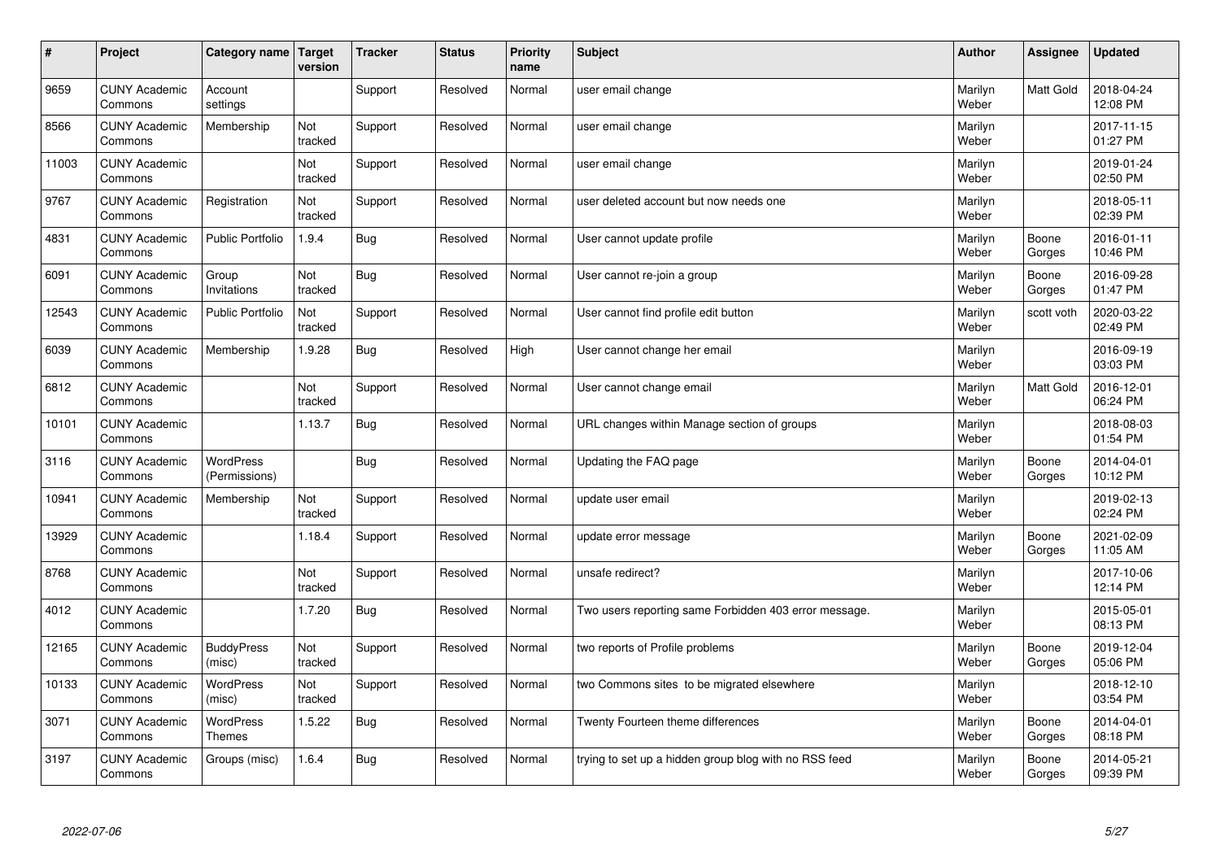| # | Project | Category name | Target version | Tracker | Status | Priority name | Subject | Author | Assignee | Updated |
|---|---|---|---|---|---|---|---|---|---|---|
| 9659 | CUNY Academic Commons | Account settings | | Support | Resolved | Normal | user email change | Marilyn Weber | Matt Gold | 2018-04-24 12:08 PM |
| 8566 | CUNY Academic Commons | Membership | Not tracked | Support | Resolved | Normal | user email change | Marilyn Weber | | 2017-11-15 01:27 PM |
| 11003 | CUNY Academic Commons | | Not tracked | Support | Resolved | Normal | user email change | Marilyn Weber | | 2019-01-24 02:50 PM |
| 9767 | CUNY Academic Commons | Registration | Not tracked | Support | Resolved | Normal | user deleted account but now needs one | Marilyn Weber | | 2018-05-11 02:39 PM |
| 4831 | CUNY Academic Commons | Public Portfolio | 1.9.4 | Bug | Resolved | Normal | User cannot update profile | Marilyn Weber | Boone Gorges | 2016-01-11 10:46 PM |
| 6091 | CUNY Academic Commons | Group Invitations | Not tracked | Bug | Resolved | Normal | User cannot re-join a group | Marilyn Weber | Boone Gorges | 2016-09-28 01:47 PM |
| 12543 | CUNY Academic Commons | Public Portfolio | Not tracked | Support | Resolved | Normal | User cannot find profile edit button | Marilyn Weber | scott voth | 2020-03-22 02:49 PM |
| 6039 | CUNY Academic Commons | Membership | 1.9.28 | Bug | Resolved | High | User cannot change her email | Marilyn Weber | | 2016-09-19 03:03 PM |
| 6812 | CUNY Academic Commons | | Not tracked | Support | Resolved | Normal | User cannot change email | Marilyn Weber | Matt Gold | 2016-12-01 06:24 PM |
| 10101 | CUNY Academic Commons | | 1.13.7 | Bug | Resolved | Normal | URL changes within Manage section of groups | Marilyn Weber | | 2018-08-03 01:54 PM |
| 3116 | CUNY Academic Commons | WordPress (Permissions) | | Bug | Resolved | Normal | Updating the FAQ page | Marilyn Weber | Boone Gorges | 2014-04-01 10:12 PM |
| 10941 | CUNY Academic Commons | Membership | Not tracked | Support | Resolved | Normal | update user email | Marilyn Weber | | 2019-02-13 02:24 PM |
| 13929 | CUNY Academic Commons | | 1.18.4 | Support | Resolved | Normal | update error message | Marilyn Weber | Boone Gorges | 2021-02-09 11:05 AM |
| 8768 | CUNY Academic Commons | | Not tracked | Support | Resolved | Normal | unsafe redirect? | Marilyn Weber | | 2017-10-06 12:14 PM |
| 4012 | CUNY Academic Commons | | 1.7.20 | Bug | Resolved | Normal | Two users reporting same Forbidden 403 error message. | Marilyn Weber | | 2015-05-01 08:13 PM |
| 12165 | CUNY Academic Commons | BuddyPress (misc) | Not tracked | Support | Resolved | Normal | two reports of Profile problems | Marilyn Weber | Boone Gorges | 2019-12-04 05:06 PM |
| 10133 | CUNY Academic Commons | WordPress (misc) | Not tracked | Support | Resolved | Normal | two Commons sites to be migrated elsewhere | Marilyn Weber | | 2018-12-10 03:54 PM |
| 3071 | CUNY Academic Commons | WordPress Themes | 1.5.22 | Bug | Resolved | Normal | Twenty Fourteen theme differences | Marilyn Weber | Boone Gorges | 2014-04-01 08:18 PM |
| 3197 | CUNY Academic Commons | Groups (misc) | 1.6.4 | Bug | Resolved | Normal | trying to set up a hidden group blog with no RSS feed | Marilyn Weber | Boone Gorges | 2014-05-21 09:39 PM |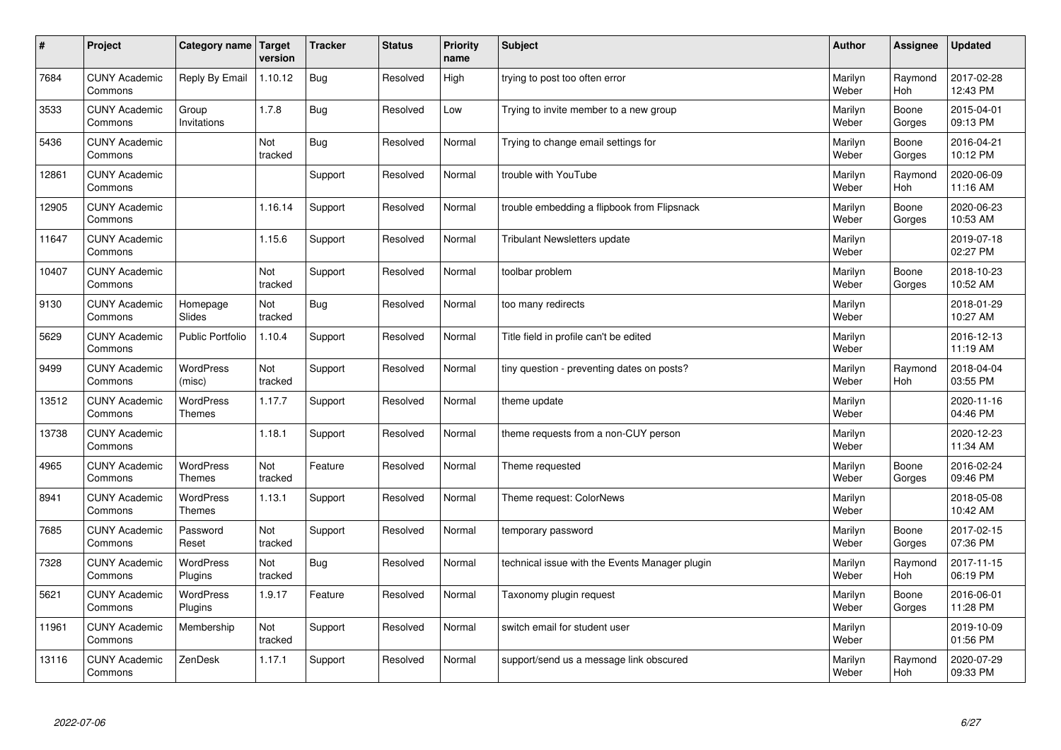| # | Project | Category name | Target version | Tracker | Status | Priority name | Subject | Author | Assignee | Updated |
|---|---|---|---|---|---|---|---|---|---|---|
| 7684 | CUNY Academic Commons | Reply By Email | 1.10.12 | Bug | Resolved | High | trying to post too often error | Marilyn Weber | Raymond Hoh | 2017-02-28 12:43 PM |
| 3533 | CUNY Academic Commons | Group Invitations | 1.7.8 | Bug | Resolved | Low | Trying to invite member to a new group | Marilyn Weber | Boone Gorges | 2015-04-01 09:13 PM |
| 5436 | CUNY Academic Commons | | Not tracked | Bug | Resolved | Normal | Trying to change email settings for | Marilyn Weber | Boone Gorges | 2016-04-21 10:12 PM |
| 12861 | CUNY Academic Commons | | | Support | Resolved | Normal | trouble with YouTube | Marilyn Weber | Raymond Hoh | 2020-06-09 11:16 AM |
| 12905 | CUNY Academic Commons | | 1.16.14 | Support | Resolved | Normal | trouble embedding a flipbook from Flipsnack | Marilyn Weber | Boone Gorges | 2020-06-23 10:53 AM |
| 11647 | CUNY Academic Commons | | 1.15.6 | Support | Resolved | Normal | Tribulant Newsletters update | Marilyn Weber | | 2019-07-18 02:27 PM |
| 10407 | CUNY Academic Commons | | Not tracked | Support | Resolved | Normal | toolbar problem | Marilyn Weber | Boone Gorges | 2018-10-23 10:52 AM |
| 9130 | CUNY Academic Commons | Homepage Slides | Not tracked | Bug | Resolved | Normal | too many redirects | Marilyn Weber | | 2018-01-29 10:27 AM |
| 5629 | CUNY Academic Commons | Public Portfolio | 1.10.4 | Support | Resolved | Normal | Title field in profile can't be edited | Marilyn Weber | | 2016-12-13 11:19 AM |
| 9499 | CUNY Academic Commons | WordPress (misc) | Not tracked | Support | Resolved | Normal | tiny question - preventing dates on posts? | Marilyn Weber | Raymond Hoh | 2018-04-04 03:55 PM |
| 13512 | CUNY Academic Commons | WordPress Themes | 1.17.7 | Support | Resolved | Normal | theme update | Marilyn Weber | | 2020-11-16 04:46 PM |
| 13738 | CUNY Academic Commons | | 1.18.1 | Support | Resolved | Normal | theme requests from a non-CUY person | Marilyn Weber | | 2020-12-23 11:34 AM |
| 4965 | CUNY Academic Commons | WordPress Themes | Not tracked | Feature | Resolved | Normal | Theme requested | Marilyn Weber | Boone Gorges | 2016-02-24 09:46 PM |
| 8941 | CUNY Academic Commons | WordPress Themes | 1.13.1 | Support | Resolved | Normal | Theme request: ColorNews | Marilyn Weber | | 2018-05-08 10:42 AM |
| 7685 | CUNY Academic Commons | Password Reset | Not tracked | Support | Resolved | Normal | temporary password | Marilyn Weber | Boone Gorges | 2017-02-15 07:36 PM |
| 7328 | CUNY Academic Commons | WordPress Plugins | Not tracked | Bug | Resolved | Normal | technical issue with the Events Manager plugin | Marilyn Weber | Raymond Hoh | 2017-11-15 06:19 PM |
| 5621 | CUNY Academic Commons | WordPress Plugins | 1.9.17 | Feature | Resolved | Normal | Taxonomy plugin request | Marilyn Weber | Boone Gorges | 2016-06-01 11:28 PM |
| 11961 | CUNY Academic Commons | Membership | Not tracked | Support | Resolved | Normal | switch email for student user | Marilyn Weber | | 2019-10-09 01:56 PM |
| 13116 | CUNY Academic Commons | ZenDesk | 1.17.1 | Support | Resolved | Normal | support/send us a message link obscured | Marilyn Weber | Raymond Hoh | 2020-07-29 09:33 PM |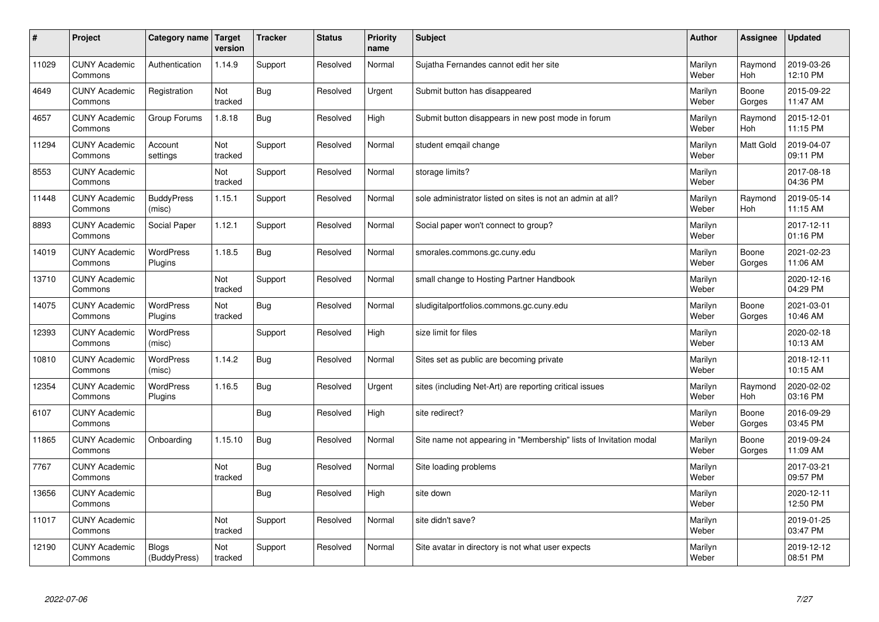| # | Project | Category name | Target version | Tracker | Status | Priority name | Subject | Author | Assignee | Updated |
|---|---|---|---|---|---|---|---|---|---|---|
| 11029 | CUNY Academic Commons | Authentication | 1.14.9 | Support | Resolved | Normal | Sujatha Fernandes cannot edit her site | Marilyn Weber | Raymond Hoh | 2019-03-26 12:10 PM |
| 4649 | CUNY Academic Commons | Registration | Not tracked | Bug | Resolved | Urgent | Submit button has disappeared | Marilyn Weber | Boone Gorges | 2015-09-22 11:47 AM |
| 4657 | CUNY Academic Commons | Group Forums | 1.8.18 | Bug | Resolved | High | Submit button disappears in new post mode in forum | Marilyn Weber | Raymond Hoh | 2015-12-01 11:15 PM |
| 11294 | CUNY Academic Commons | Account settings | Not tracked | Support | Resolved | Normal | student emqail change | Marilyn Weber | Matt Gold | 2019-04-07 09:11 PM |
| 8553 | CUNY Academic Commons | | Not tracked | Support | Resolved | Normal | storage limits? | Marilyn Weber | | 2017-08-18 04:36 PM |
| 11448 | CUNY Academic Commons | BuddyPress (misc) | 1.15.1 | Support | Resolved | Normal | sole administrator listed on sites is not an admin at all? | Marilyn Weber | Raymond Hoh | 2019-05-14 11:15 AM |
| 8893 | CUNY Academic Commons | Social Paper | 1.12.1 | Support | Resolved | Normal | Social paper won't connect to group? | Marilyn Weber | | 2017-12-11 01:16 PM |
| 14019 | CUNY Academic Commons | WordPress Plugins | 1.18.5 | Bug | Resolved | Normal | smorales.commons.gc.cuny.edu | Marilyn Weber | Boone Gorges | 2021-02-23 11:06 AM |
| 13710 | CUNY Academic Commons | | Not tracked | Support | Resolved | Normal | small change to Hosting Partner Handbook | Marilyn Weber | | 2020-12-16 04:29 PM |
| 14075 | CUNY Academic Commons | WordPress Plugins | Not tracked | Bug | Resolved | Normal | sludigitalportfolios.commons.gc.cuny.edu | Marilyn Weber | Boone Gorges | 2021-03-01 10:46 AM |
| 12393 | CUNY Academic Commons | WordPress (misc) | | Support | Resolved | High | size limit for files | Marilyn Weber | | 2020-02-18 10:13 AM |
| 10810 | CUNY Academic Commons | WordPress (misc) | 1.14.2 | Bug | Resolved | Normal | Sites set as public are becoming private | Marilyn Weber | | 2018-12-11 10:15 AM |
| 12354 | CUNY Academic Commons | WordPress Plugins | 1.16.5 | Bug | Resolved | Urgent | sites (including Net-Art) are reporting critical issues | Marilyn Weber | Raymond Hoh | 2020-02-02 03:16 PM |
| 6107 | CUNY Academic Commons | | | Bug | Resolved | High | site redirect? | Marilyn Weber | Boone Gorges | 2016-09-29 03:45 PM |
| 11865 | CUNY Academic Commons | Onboarding | 1.15.10 | Bug | Resolved | Normal | Site name not appearing in "Membership" lists of Invitation modal | Marilyn Weber | Boone Gorges | 2019-09-24 11:09 AM |
| 7767 | CUNY Academic Commons | | Not tracked | Bug | Resolved | Normal | Site loading problems | Marilyn Weber | | 2017-03-21 09:57 PM |
| 13656 | CUNY Academic Commons | | | Bug | Resolved | High | site down | Marilyn Weber | | 2020-12-11 12:50 PM |
| 11017 | CUNY Academic Commons | | Not tracked | Support | Resolved | Normal | site didn't save? | Marilyn Weber | | 2019-01-25 03:47 PM |
| 12190 | CUNY Academic Commons | Blogs (BuddyPress) | Not tracked | Support | Resolved | Normal | Site avatar in directory is not what user expects | Marilyn Weber | | 2019-12-12 08:51 PM |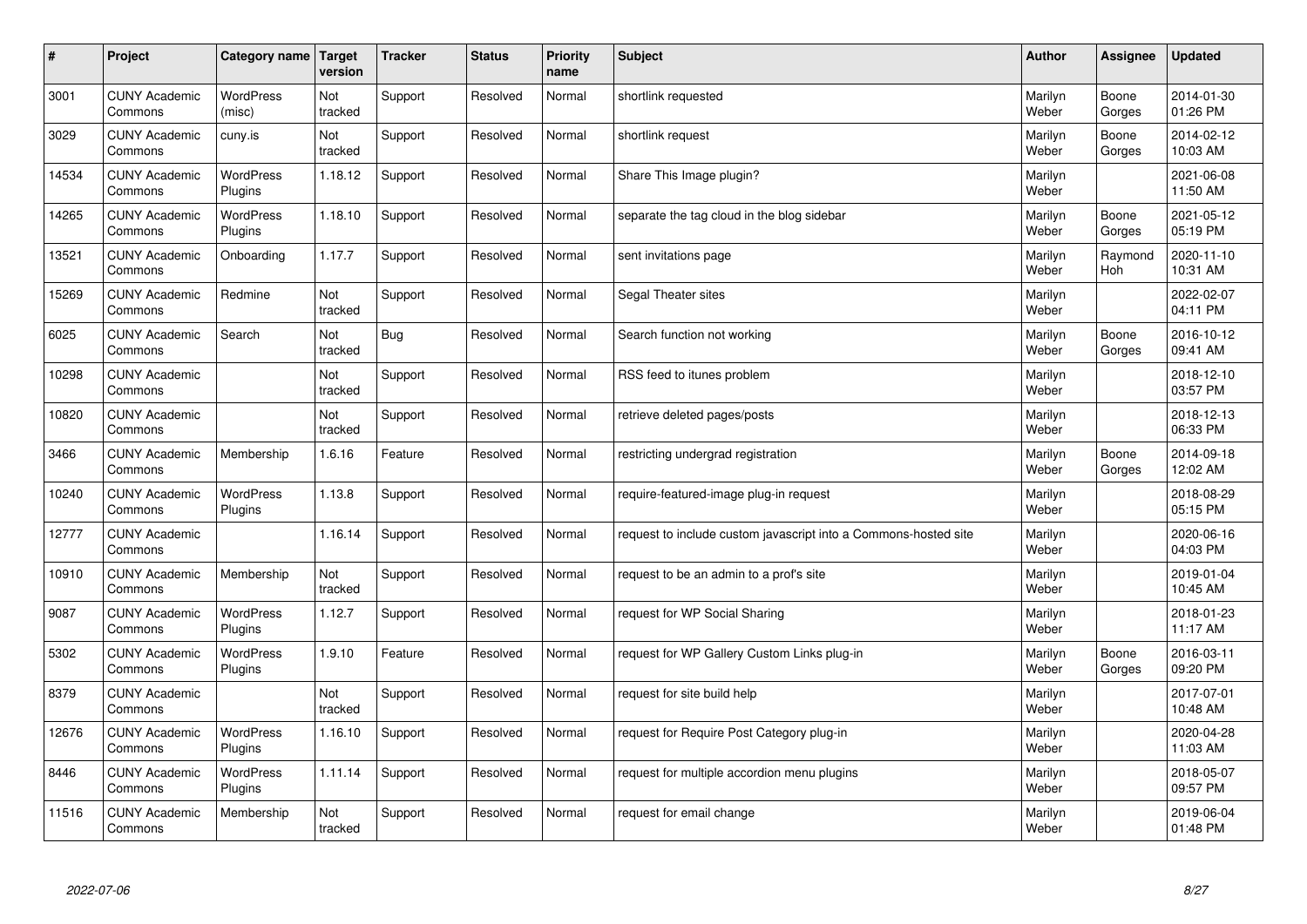| # | Project | Category name | Target version | Tracker | Status | Priority name | Subject | Author | Assignee | Updated |
|---|---|---|---|---|---|---|---|---|---|---|
| 3001 | CUNY Academic Commons | WordPress (misc) | Not tracked | Support | Resolved | Normal | shortlink requested | Marilyn Weber | Boone Gorges | 2014-01-30 01:26 PM |
| 3029 | CUNY Academic Commons | cuny.is | Not tracked | Support | Resolved | Normal | shortlink request | Marilyn Weber | Boone Gorges | 2014-02-12 10:03 AM |
| 14534 | CUNY Academic Commons | WordPress Plugins | 1.18.12 | Support | Resolved | Normal | Share This Image plugin? | Marilyn Weber | | 2021-06-08 11:50 AM |
| 14265 | CUNY Academic Commons | WordPress Plugins | 1.18.10 | Support | Resolved | Normal | separate the tag cloud in the blog sidebar | Marilyn Weber | Boone Gorges | 2021-05-12 05:19 PM |
| 13521 | CUNY Academic Commons | Onboarding | 1.17.7 | Support | Resolved | Normal | sent invitations page | Marilyn Weber | Raymond Hoh | 2020-11-10 10:31 AM |
| 15269 | CUNY Academic Commons | Redmine | Not tracked | Support | Resolved | Normal | Segal Theater sites | Marilyn Weber | | 2022-02-07 04:11 PM |
| 6025 | CUNY Academic Commons | Search | Not tracked | Bug | Resolved | Normal | Search function not working | Marilyn Weber | Boone Gorges | 2016-10-12 09:41 AM |
| 10298 | CUNY Academic Commons | | Not tracked | Support | Resolved | Normal | RSS feed to itunes problem | Marilyn Weber | | 2018-12-10 03:57 PM |
| 10820 | CUNY Academic Commons | | Not tracked | Support | Resolved | Normal | retrieve deleted pages/posts | Marilyn Weber | | 2018-12-13 06:33 PM |
| 3466 | CUNY Academic Commons | Membership | 1.6.16 | Feature | Resolved | Normal | restricting undergrad registration | Marilyn Weber | Boone Gorges | 2014-09-18 12:02 AM |
| 10240 | CUNY Academic Commons | WordPress Plugins | 1.13.8 | Support | Resolved | Normal | require-featured-image plug-in request | Marilyn Weber | | 2018-08-29 05:15 PM |
| 12777 | CUNY Academic Commons | | 1.16.14 | Support | Resolved | Normal | request to include custom javascript into a Commons-hosted site | Marilyn Weber | | 2020-06-16 04:03 PM |
| 10910 | CUNY Academic Commons | Membership | Not tracked | Support | Resolved | Normal | request to be an admin to a prof's site | Marilyn Weber | | 2019-01-04 10:45 AM |
| 9087 | CUNY Academic Commons | WordPress Plugins | 1.12.7 | Support | Resolved | Normal | request for WP Social Sharing | Marilyn Weber | | 2018-01-23 11:17 AM |
| 5302 | CUNY Academic Commons | WordPress Plugins | 1.9.10 | Feature | Resolved | Normal | request for WP Gallery Custom Links plug-in | Marilyn Weber | Boone Gorges | 2016-03-11 09:20 PM |
| 8379 | CUNY Academic Commons | | Not tracked | Support | Resolved | Normal | request for site build help | Marilyn Weber | | 2017-07-01 10:48 AM |
| 12676 | CUNY Academic Commons | WordPress Plugins | 1.16.10 | Support | Resolved | Normal | request for Require Post Category plug-in | Marilyn Weber | | 2020-04-28 11:03 AM |
| 8446 | CUNY Academic Commons | WordPress Plugins | 1.11.14 | Support | Resolved | Normal | request for multiple accordion menu plugins | Marilyn Weber | | 2018-05-07 09:57 PM |
| 11516 | CUNY Academic Commons | Membership | Not tracked | Support | Resolved | Normal | request for email change | Marilyn Weber | | 2019-06-04 01:48 PM |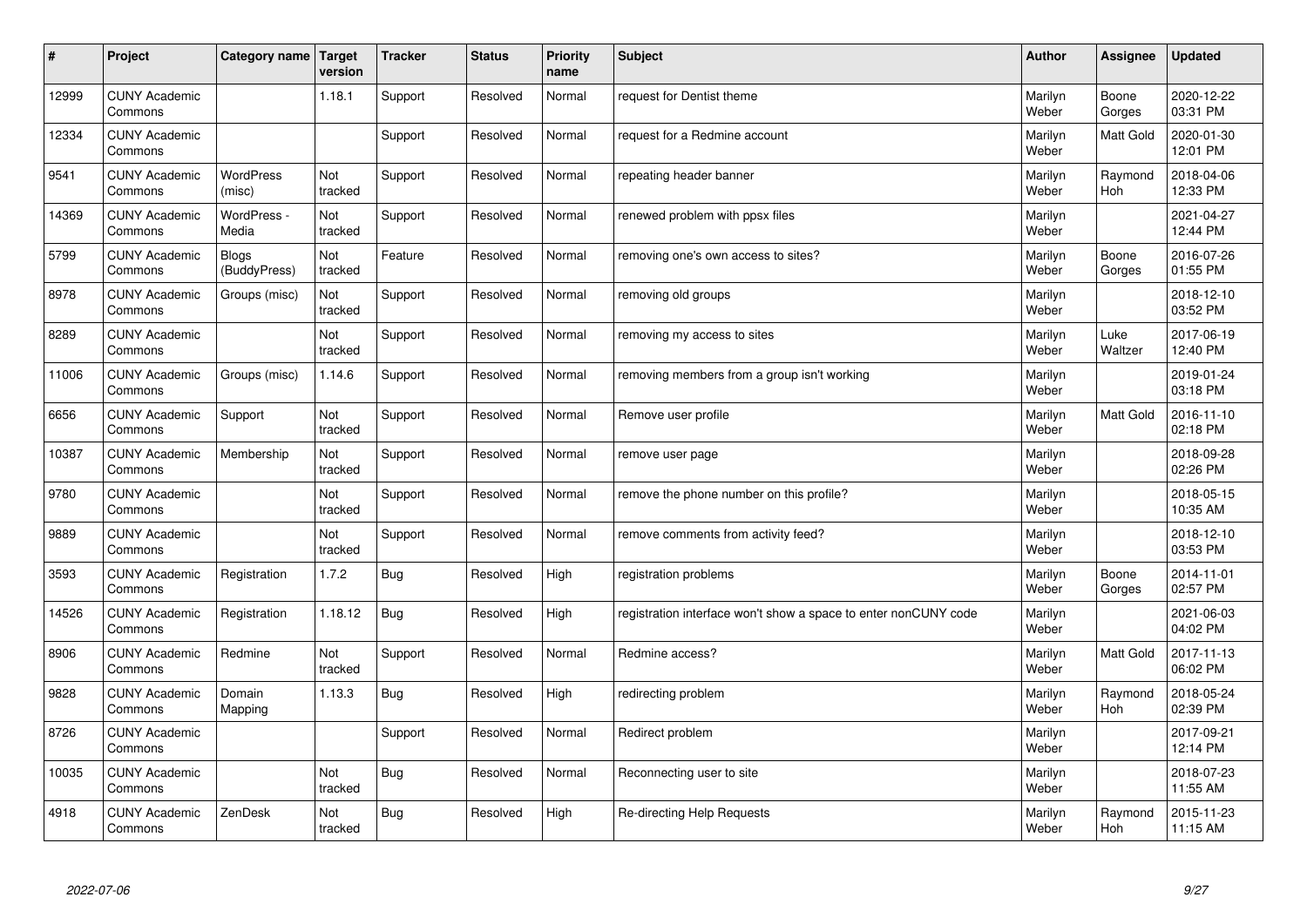| # | Project | Category name | Target version | Tracker | Status | Priority name | Subject | Author | Assignee | Updated |
|---|---|---|---|---|---|---|---|---|---|---|
| 12999 | CUNY Academic Commons | | 1.18.1 | Support | Resolved | Normal | request for Dentist theme | Marilyn Weber | Boone Gorges | 2020-12-22 03:31 PM |
| 12334 | CUNY Academic Commons | | | Support | Resolved | Normal | request for a Redmine account | Marilyn Weber | Matt Gold | 2020-01-30 12:01 PM |
| 9541 | CUNY Academic Commons | WordPress (misc) | Not tracked | Support | Resolved | Normal | repeating header banner | Marilyn Weber | Raymond Hoh | 2018-04-06 12:33 PM |
| 14369 | CUNY Academic Commons | WordPress - Media | Not tracked | Support | Resolved | Normal | renewed problem with ppsx files | Marilyn Weber | | 2021-04-27 12:44 PM |
| 5799 | CUNY Academic Commons | Blogs (BuddyPress) | Not tracked | Feature | Resolved | Normal | removing one's own access to sites? | Marilyn Weber | Boone Gorges | 2016-07-26 01:55 PM |
| 8978 | CUNY Academic Commons | Groups (misc) | Not tracked | Support | Resolved | Normal | removing old groups | Marilyn Weber | | 2018-12-10 03:52 PM |
| 8289 | CUNY Academic Commons | | Not tracked | Support | Resolved | Normal | removing my access to sites | Marilyn Weber | Luke Waltzer | 2017-06-19 12:40 PM |
| 11006 | CUNY Academic Commons | Groups (misc) | 1.14.6 | Support | Resolved | Normal | removing members from a group isn't working | Marilyn Weber | | 2019-01-24 03:18 PM |
| 6656 | CUNY Academic Commons | Support | Not tracked | Support | Resolved | Normal | Remove user profile | Marilyn Weber | Matt Gold | 2016-11-10 02:18 PM |
| 10387 | CUNY Academic Commons | Membership | Not tracked | Support | Resolved | Normal | remove user page | Marilyn Weber | | 2018-09-28 02:26 PM |
| 9780 | CUNY Academic Commons | | Not tracked | Support | Resolved | Normal | remove the phone number on this profile? | Marilyn Weber | | 2018-05-15 10:35 AM |
| 9889 | CUNY Academic Commons | | Not tracked | Support | Resolved | Normal | remove comments from activity feed? | Marilyn Weber | | 2018-12-10 03:53 PM |
| 3593 | CUNY Academic Commons | Registration | 1.7.2 | Bug | Resolved | High | registration problems | Marilyn Weber | Boone Gorges | 2014-11-01 02:57 PM |
| 14526 | CUNY Academic Commons | Registration | 1.18.12 | Bug | Resolved | High | registration interface won't show a space to enter nonCUNY code | Marilyn Weber | | 2021-06-03 04:02 PM |
| 8906 | CUNY Academic Commons | Redmine | Not tracked | Support | Resolved | Normal | Redmine access? | Marilyn Weber | Matt Gold | 2017-11-13 06:02 PM |
| 9828 | CUNY Academic Commons | Domain Mapping | 1.13.3 | Bug | Resolved | High | redirecting problem | Marilyn Weber | Raymond Hoh | 2018-05-24 02:39 PM |
| 8726 | CUNY Academic Commons | | | Support | Resolved | Normal | Redirect problem | Marilyn Weber | | 2017-09-21 12:14 PM |
| 10035 | CUNY Academic Commons | | Not tracked | Bug | Resolved | Normal | Reconnecting user to site | Marilyn Weber | | 2018-07-23 11:55 AM |
| 4918 | CUNY Academic Commons | ZenDesk | Not tracked | Bug | Resolved | High | Re-directing Help Requests | Marilyn Weber | Raymond Hoh | 2015-11-23 11:15 AM |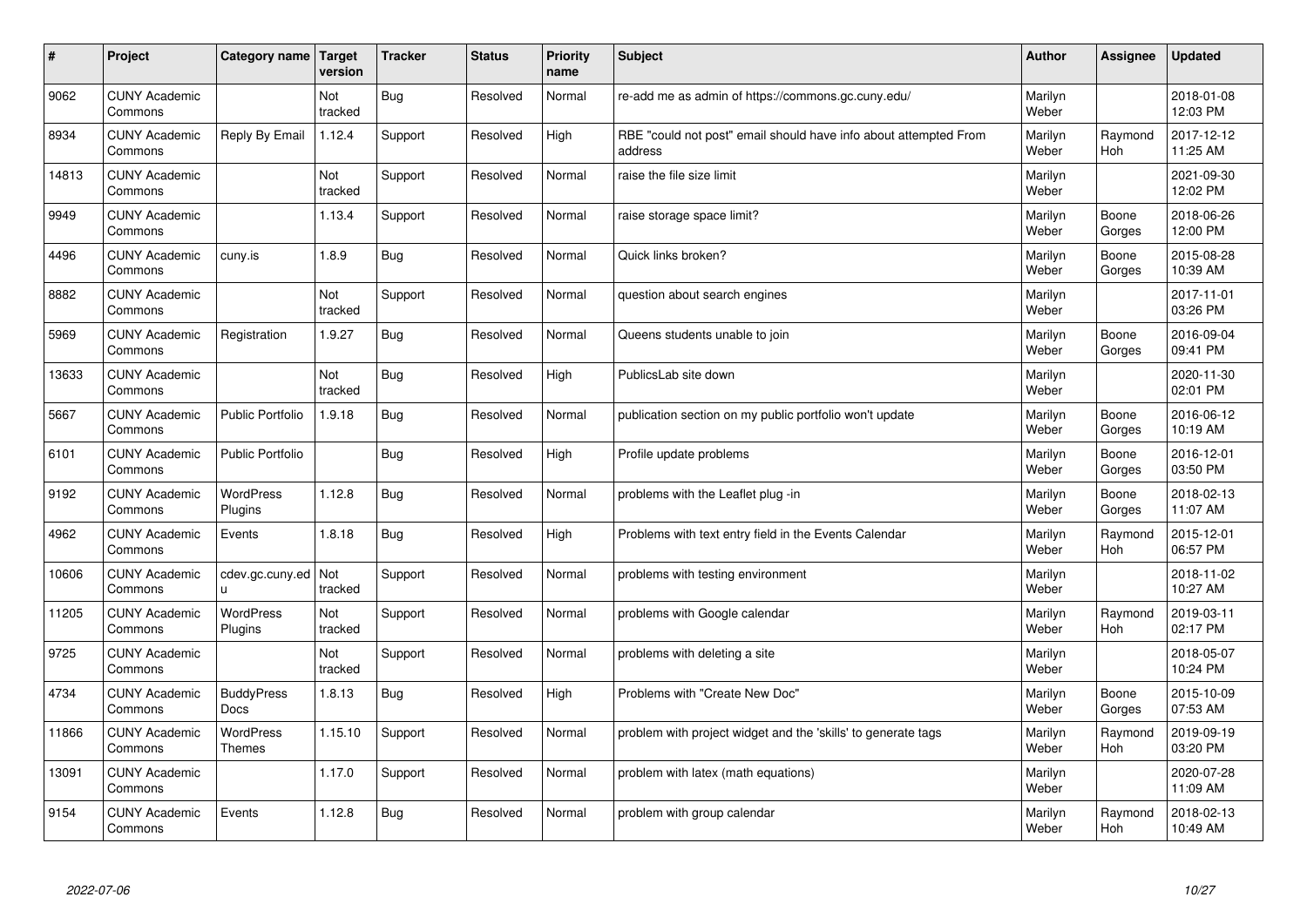| # | Project | Category name | Target version | Tracker | Status | Priority name | Subject | Author | Assignee | Updated |
|---|---|---|---|---|---|---|---|---|---|---|
| 9062 | CUNY Academic Commons | | Not tracked | Bug | Resolved | Normal | re-add me as admin of https://commons.gc.cuny.edu/ | Marilyn Weber | | 2018-01-08 12:03 PM |
| 8934 | CUNY Academic Commons | Reply By Email | 1.12.4 | Support | Resolved | High | RBE "could not post" email should have info about attempted From address | Marilyn Weber | Raymond Hoh | 2017-12-12 11:25 AM |
| 14813 | CUNY Academic Commons | | Not tracked | Support | Resolved | Normal | raise the file size limit | Marilyn Weber | | 2021-09-30 12:02 PM |
| 9949 | CUNY Academic Commons | | 1.13.4 | Support | Resolved | Normal | raise storage space limit? | Marilyn Weber | Boone Gorges | 2018-06-26 12:00 PM |
| 4496 | CUNY Academic Commons | cuny.is | 1.8.9 | Bug | Resolved | Normal | Quick links broken? | Marilyn Weber | Boone Gorges | 2015-08-28 10:39 AM |
| 8882 | CUNY Academic Commons | | Not tracked | Support | Resolved | Normal | question about search engines | Marilyn Weber | | 2017-11-01 03:26 PM |
| 5969 | CUNY Academic Commons | Registration | 1.9.27 | Bug | Resolved | Normal | Queens students unable to join | Marilyn Weber | Boone Gorges | 2016-09-04 09:41 PM |
| 13633 | CUNY Academic Commons | | Not tracked | Bug | Resolved | High | PublicsLab site down | Marilyn Weber | | 2020-11-30 02:01 PM |
| 5667 | CUNY Academic Commons | Public Portfolio | 1.9.18 | Bug | Resolved | Normal | publication section on my public portfolio won't update | Marilyn Weber | Boone Gorges | 2016-06-12 10:19 AM |
| 6101 | CUNY Academic Commons | Public Portfolio | | Bug | Resolved | High | Profile update problems | Marilyn Weber | Boone Gorges | 2016-12-01 03:50 PM |
| 9192 | CUNY Academic Commons | WordPress Plugins | 1.12.8 | Bug | Resolved | Normal | problems with the Leaflet plug -in | Marilyn Weber | Boone Gorges | 2018-02-13 11:07 AM |
| 4962 | CUNY Academic Commons | Events | 1.8.18 | Bug | Resolved | High | Problems with text entry field in the Events Calendar | Marilyn Weber | Raymond Hoh | 2015-12-01 06:57 PM |
| 10606 | CUNY Academic Commons | cdev.gc.cuny.edu | Not tracked | Support | Resolved | Normal | problems with testing environment | Marilyn Weber | | 2018-11-02 10:27 AM |
| 11205 | CUNY Academic Commons | WordPress Plugins | Not tracked | Support | Resolved | Normal | problems with Google calendar | Marilyn Weber | Raymond Hoh | 2019-03-11 02:17 PM |
| 9725 | CUNY Academic Commons | | Not tracked | Support | Resolved | Normal | problems with deleting a site | Marilyn Weber | | 2018-05-07 10:24 PM |
| 4734 | CUNY Academic Commons | BuddyPress Docs | 1.8.13 | Bug | Resolved | High | Problems with "Create New Doc" | Marilyn Weber | Boone Gorges | 2015-10-09 07:53 AM |
| 11866 | CUNY Academic Commons | WordPress Themes | 1.15.10 | Support | Resolved | Normal | problem with project widget and the 'skills' to generate tags | Marilyn Weber | Raymond Hoh | 2019-09-19 03:20 PM |
| 13091 | CUNY Academic Commons | | 1.17.0 | Support | Resolved | Normal | problem with latex (math equations) | Marilyn Weber | | 2020-07-28 11:09 AM |
| 9154 | CUNY Academic Commons | Events | 1.12.8 | Bug | Resolved | Normal | problem with group calendar | Marilyn Weber | Raymond Hoh | 2018-02-13 10:49 AM |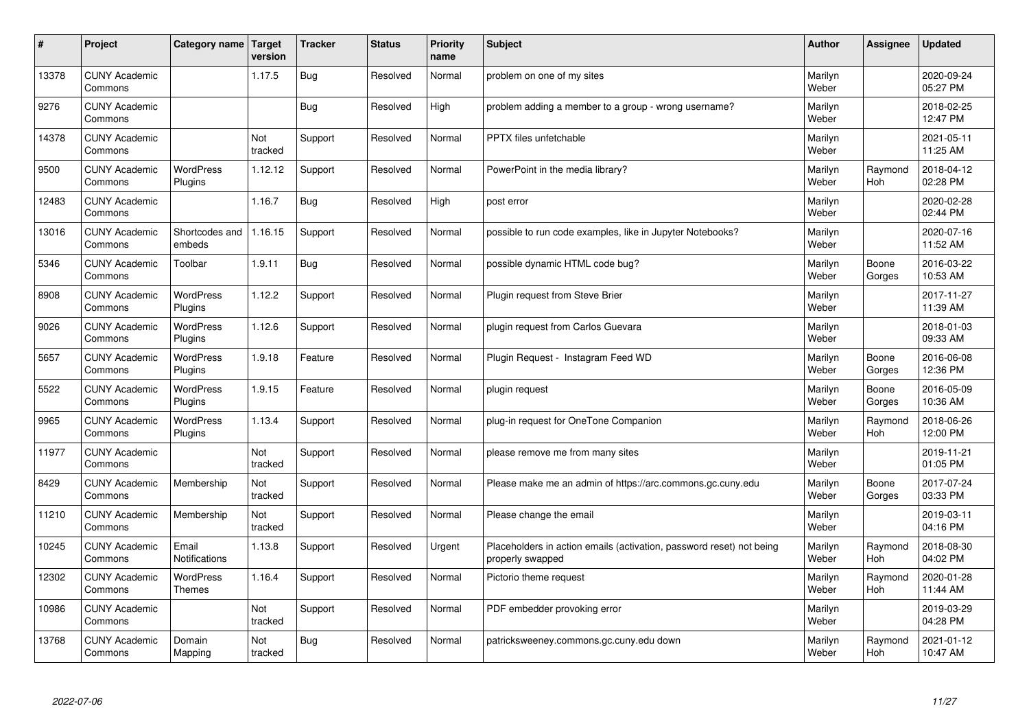| # | Project | Category name | Target version | Tracker | Status | Priority name | Subject | Author | Assignee | Updated |
|---|---|---|---|---|---|---|---|---|---|---|
| 13378 | CUNY Academic Commons | | 1.17.5 | Bug | Resolved | Normal | problem on one of my sites | Marilyn Weber | | 2020-09-24 05:27 PM |
| 9276 | CUNY Academic Commons | | | Bug | Resolved | High | problem adding a member to a group - wrong username? | Marilyn Weber | | 2018-02-25 12:47 PM |
| 14378 | CUNY Academic Commons | | Not tracked | Support | Resolved | Normal | PPTX files unfetchable | Marilyn Weber | | 2021-05-11 11:25 AM |
| 9500 | CUNY Academic Commons | WordPress Plugins | 1.12.12 | Support | Resolved | Normal | PowerPoint in the media library? | Marilyn Weber | Raymond Hoh | 2018-04-12 02:28 PM |
| 12483 | CUNY Academic Commons | | 1.16.7 | Bug | Resolved | High | post error | Marilyn Weber | | 2020-02-28 02:44 PM |
| 13016 | CUNY Academic Commons | Shortcodes and embeds | 1.16.15 | Support | Resolved | Normal | possible to run code examples, like in Jupyter Notebooks? | Marilyn Weber | | 2020-07-16 11:52 AM |
| 5346 | CUNY Academic Commons | Toolbar | 1.9.11 | Bug | Resolved | Normal | possible dynamic HTML code bug? | Marilyn Weber | Boone Gorges | 2016-03-22 10:53 AM |
| 8908 | CUNY Academic Commons | WordPress Plugins | 1.12.2 | Support | Resolved | Normal | Plugin request from Steve Brier | Marilyn Weber | | 2017-11-27 11:39 AM |
| 9026 | CUNY Academic Commons | WordPress Plugins | 1.12.6 | Support | Resolved | Normal | plugin request from Carlos Guevara | Marilyn Weber | | 2018-01-03 09:33 AM |
| 5657 | CUNY Academic Commons | WordPress Plugins | 1.9.18 | Feature | Resolved | Normal | Plugin Request - Instagram Feed WD | Marilyn Weber | Boone Gorges | 2016-06-08 12:36 PM |
| 5522 | CUNY Academic Commons | WordPress Plugins | 1.9.15 | Feature | Resolved | Normal | plugin request | Marilyn Weber | Boone Gorges | 2016-05-09 10:36 AM |
| 9965 | CUNY Academic Commons | WordPress Plugins | 1.13.4 | Support | Resolved | Normal | plug-in request for OneTone Companion | Marilyn Weber | Raymond Hoh | 2018-06-26 12:00 PM |
| 11977 | CUNY Academic Commons | | Not tracked | Support | Resolved | Normal | please remove me from many sites | Marilyn Weber | | 2019-11-21 01:05 PM |
| 8429 | CUNY Academic Commons | Membership | Not tracked | Support | Resolved | Normal | Please make me an admin of https://arc.commons.gc.cuny.edu | Marilyn Weber | Boone Gorges | 2017-07-24 03:33 PM |
| 11210 | CUNY Academic Commons | Membership | Not tracked | Support | Resolved | Normal | Please change the email | Marilyn Weber | | 2019-03-11 04:16 PM |
| 10245 | CUNY Academic Commons | Email Notifications | 1.13.8 | Support | Resolved | Urgent | Placeholders in action emails (activation, password reset) not being properly swapped | Marilyn Weber | Raymond Hoh | 2018-08-30 04:02 PM |
| 12302 | CUNY Academic Commons | WordPress Themes | 1.16.4 | Support | Resolved | Normal | Pictorio theme request | Marilyn Weber | Raymond Hoh | 2020-01-28 11:44 AM |
| 10986 | CUNY Academic Commons | | Not tracked | Support | Resolved | Normal | PDF embedder provoking error | Marilyn Weber | | 2019-03-29 04:28 PM |
| 13768 | CUNY Academic Commons | Domain Mapping | Not tracked | Bug | Resolved | Normal | patricksweeney.commons.gc.cuny.edu down | Marilyn Weber | Raymond Hoh | 2021-01-12 10:47 AM |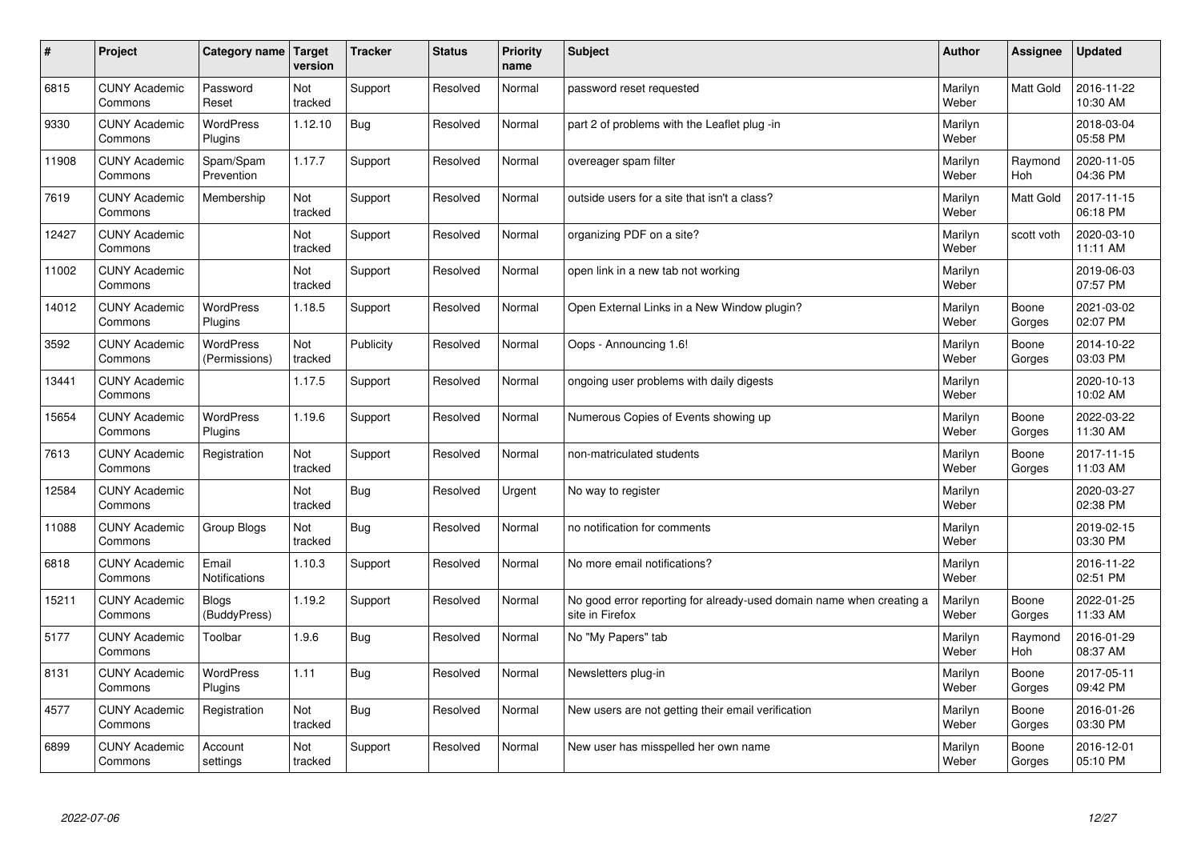| # | Project | Category name | Target version | Tracker | Status | Priority name | Subject | Author | Assignee | Updated |
|---|---|---|---|---|---|---|---|---|---|---|
| 6815 | CUNY Academic Commons | Password Reset | Not tracked | Support | Resolved | Normal | password reset requested | Marilyn Weber | Matt Gold | 2016-11-22 10:30 AM |
| 9330 | CUNY Academic Commons | WordPress Plugins | 1.12.10 | Bug | Resolved | Normal | part 2 of problems with the Leaflet plug -in | Marilyn Weber | | 2018-03-04 05:58 PM |
| 11908 | CUNY Academic Commons | Spam/Spam Prevention | 1.17.7 | Support | Resolved | Normal | overeager spam filter | Marilyn Weber | Raymond Hoh | 2020-11-05 04:36 PM |
| 7619 | CUNY Academic Commons | Membership | Not tracked | Support | Resolved | Normal | outside users for a site that isn't a class? | Marilyn Weber | Matt Gold | 2017-11-15 06:18 PM |
| 12427 | CUNY Academic Commons | | Not tracked | Support | Resolved | Normal | organizing PDF on a site? | Marilyn Weber | scott voth | 2020-03-10 11:11 AM |
| 11002 | CUNY Academic Commons | | Not tracked | Support | Resolved | Normal | open link in a new tab not working | Marilyn Weber | | 2019-06-03 07:57 PM |
| 14012 | CUNY Academic Commons | WordPress Plugins | 1.18.5 | Support | Resolved | Normal | Open External Links in a New Window plugin? | Marilyn Weber | Boone Gorges | 2021-03-02 02:07 PM |
| 3592 | CUNY Academic Commons | WordPress (Permissions) | Not tracked | Publicity | Resolved | Normal | Oops - Announcing 1.6! | Marilyn Weber | Boone Gorges | 2014-10-22 03:03 PM |
| 13441 | CUNY Academic Commons | | 1.17.5 | Support | Resolved | Normal | ongoing user problems with daily digests | Marilyn Weber | | 2020-10-13 10:02 AM |
| 15654 | CUNY Academic Commons | WordPress Plugins | 1.19.6 | Support | Resolved | Normal | Numerous Copies of Events showing up | Marilyn Weber | Boone Gorges | 2022-03-22 11:30 AM |
| 7613 | CUNY Academic Commons | Registration | Not tracked | Support | Resolved | Normal | non-matriculated students | Marilyn Weber | Boone Gorges | 2017-11-15 11:03 AM |
| 12584 | CUNY Academic Commons | | Not tracked | Bug | Resolved | Urgent | No way to register | Marilyn Weber | | 2020-03-27 02:38 PM |
| 11088 | CUNY Academic Commons | Group Blogs | Not tracked | Bug | Resolved | Normal | no notification for comments | Marilyn Weber | | 2019-02-15 03:30 PM |
| 6818 | CUNY Academic Commons | Email Notifications | 1.10.3 | Support | Resolved | Normal | No more email notifications? | Marilyn Weber | | 2016-11-22 02:51 PM |
| 15211 | CUNY Academic Commons | Blogs (BuddyPress) | 1.19.2 | Support | Resolved | Normal | No good error reporting for already-used domain name when creating a site in Firefox | Marilyn Weber | Boone Gorges | 2022-01-25 11:33 AM |
| 5177 | CUNY Academic Commons | Toolbar | 1.9.6 | Bug | Resolved | Normal | No "My Papers" tab | Marilyn Weber | Raymond Hoh | 2016-01-29 08:37 AM |
| 8131 | CUNY Academic Commons | WordPress Plugins | 1.11 | Bug | Resolved | Normal | Newsletters plug-in | Marilyn Weber | Boone Gorges | 2017-05-11 09:42 PM |
| 4577 | CUNY Academic Commons | Registration | Not tracked | Bug | Resolved | Normal | New users are not getting their email verification | Marilyn Weber | Boone Gorges | 2016-01-26 03:30 PM |
| 6899 | CUNY Academic Commons | Account settings | Not tracked | Support | Resolved | Normal | New user has misspelled her own name | Marilyn Weber | Boone Gorges | 2016-12-01 05:10 PM |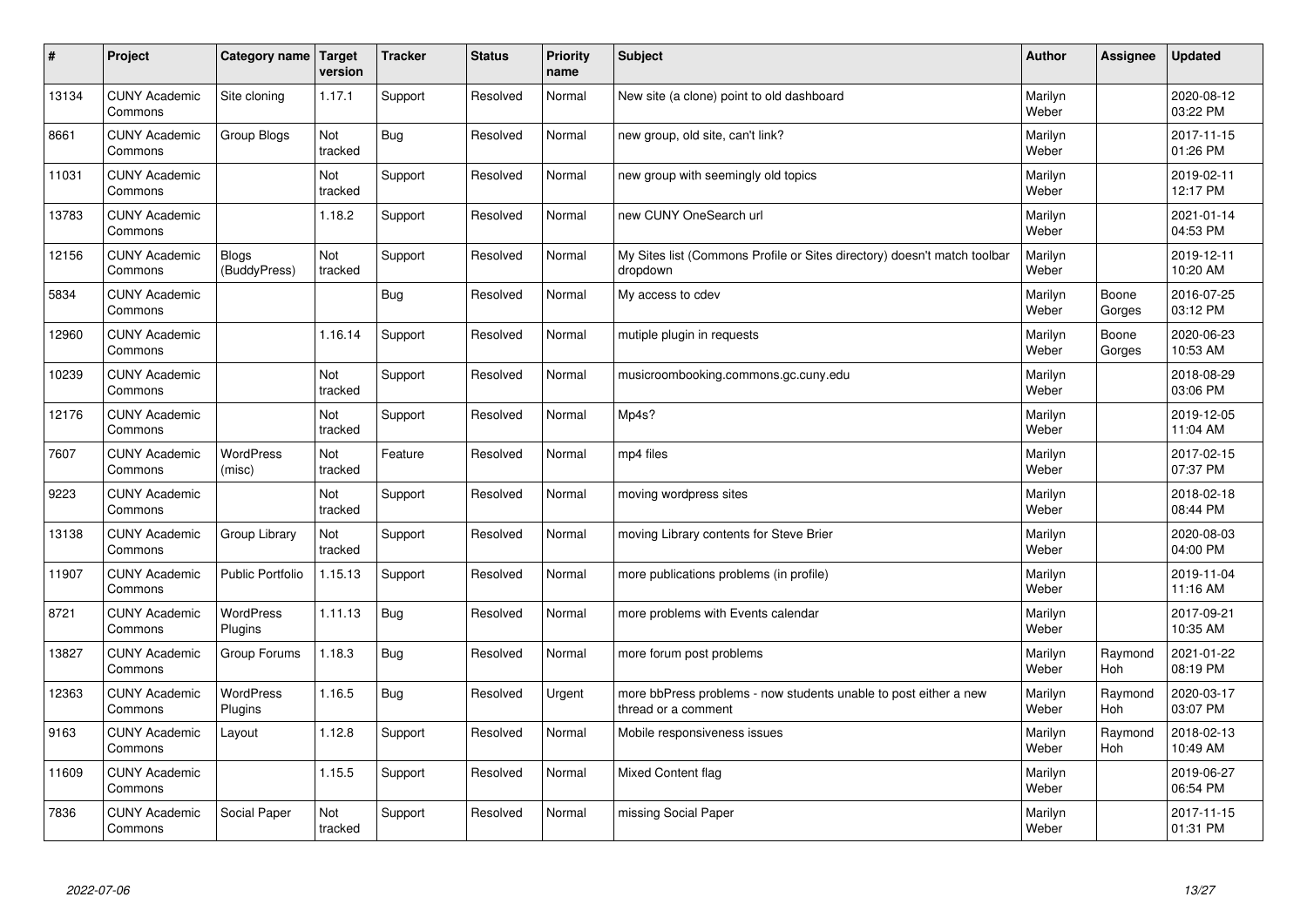| # | Project | Category name | Target version | Tracker | Status | Priority name | Subject | Author | Assignee | Updated |
|---|---|---|---|---|---|---|---|---|---|---|
| 13134 | CUNY Academic Commons | Site cloning | 1.17.1 | Support | Resolved | Normal | New site (a clone) point to old dashboard | Marilyn Weber | | 2020-08-12 03:22 PM |
| 8661 | CUNY Academic Commons | Group Blogs | Not tracked | Bug | Resolved | Normal | new group, old site, can't link? | Marilyn Weber | | 2017-11-15 01:26 PM |
| 11031 | CUNY Academic Commons | | Not tracked | Support | Resolved | Normal | new group with seemingly old topics | Marilyn Weber | | 2019-02-11 12:17 PM |
| 13783 | CUNY Academic Commons | | 1.18.2 | Support | Resolved | Normal | new CUNY OneSearch url | Marilyn Weber | | 2021-01-14 04:53 PM |
| 12156 | CUNY Academic Commons | Blogs (BuddyPress) | Not tracked | Support | Resolved | Normal | My Sites list (Commons Profile or Sites directory) doesn't match toolbar dropdown | Marilyn Weber | | 2019-12-11 10:20 AM |
| 5834 | CUNY Academic Commons | | | Bug | Resolved | Normal | My access to cdev | Marilyn Weber | Boone Gorges | 2016-07-25 03:12 PM |
| 12960 | CUNY Academic Commons | | 1.16.14 | Support | Resolved | Normal | mutiple plugin in requests | Marilyn Weber | Boone Gorges | 2020-06-23 10:53 AM |
| 10239 | CUNY Academic Commons | | Not tracked | Support | Resolved | Normal | musicroombooking.commons.gc.cuny.edu | Marilyn Weber | | 2018-08-29 03:06 PM |
| 12176 | CUNY Academic Commons | | Not tracked | Support | Resolved | Normal | Mp4s? | Marilyn Weber | | 2019-12-05 11:04 AM |
| 7607 | CUNY Academic Commons | WordPress (misc) | Not tracked | Feature | Resolved | Normal | mp4 files | Marilyn Weber | | 2017-02-15 07:37 PM |
| 9223 | CUNY Academic Commons | | Not tracked | Support | Resolved | Normal | moving wordpress sites | Marilyn Weber | | 2018-02-18 08:44 PM |
| 13138 | CUNY Academic Commons | Group Library | Not tracked | Support | Resolved | Normal | moving Library contents for Steve Brier | Marilyn Weber | | 2020-08-03 04:00 PM |
| 11907 | CUNY Academic Commons | Public Portfolio | 1.15.13 | Support | Resolved | Normal | more publications problems (in profile) | Marilyn Weber | | 2019-11-04 11:16 AM |
| 8721 | CUNY Academic Commons | WordPress Plugins | 1.11.13 | Bug | Resolved | Normal | more problems with Events calendar | Marilyn Weber | | 2017-09-21 10:35 AM |
| 13827 | CUNY Academic Commons | Group Forums | 1.18.3 | Bug | Resolved | Normal | more forum post problems | Marilyn Weber | Raymond Hoh | 2021-01-22 08:19 PM |
| 12363 | CUNY Academic Commons | WordPress Plugins | 1.16.5 | Bug | Resolved | Urgent | more bbPress problems - now students unable to post either a new thread or a comment | Marilyn Weber | Raymond Hoh | 2020-03-17 03:07 PM |
| 9163 | CUNY Academic Commons | Layout | 1.12.8 | Support | Resolved | Normal | Mobile responsiveness issues | Marilyn Weber | Raymond Hoh | 2018-02-13 10:49 AM |
| 11609 | CUNY Academic Commons | | 1.15.5 | Support | Resolved | Normal | Mixed Content flag | Marilyn Weber | | 2019-06-27 06:54 PM |
| 7836 | CUNY Academic Commons | Social Paper | Not tracked | Support | Resolved | Normal | missing Social Paper | Marilyn Weber | | 2017-11-15 01:31 PM |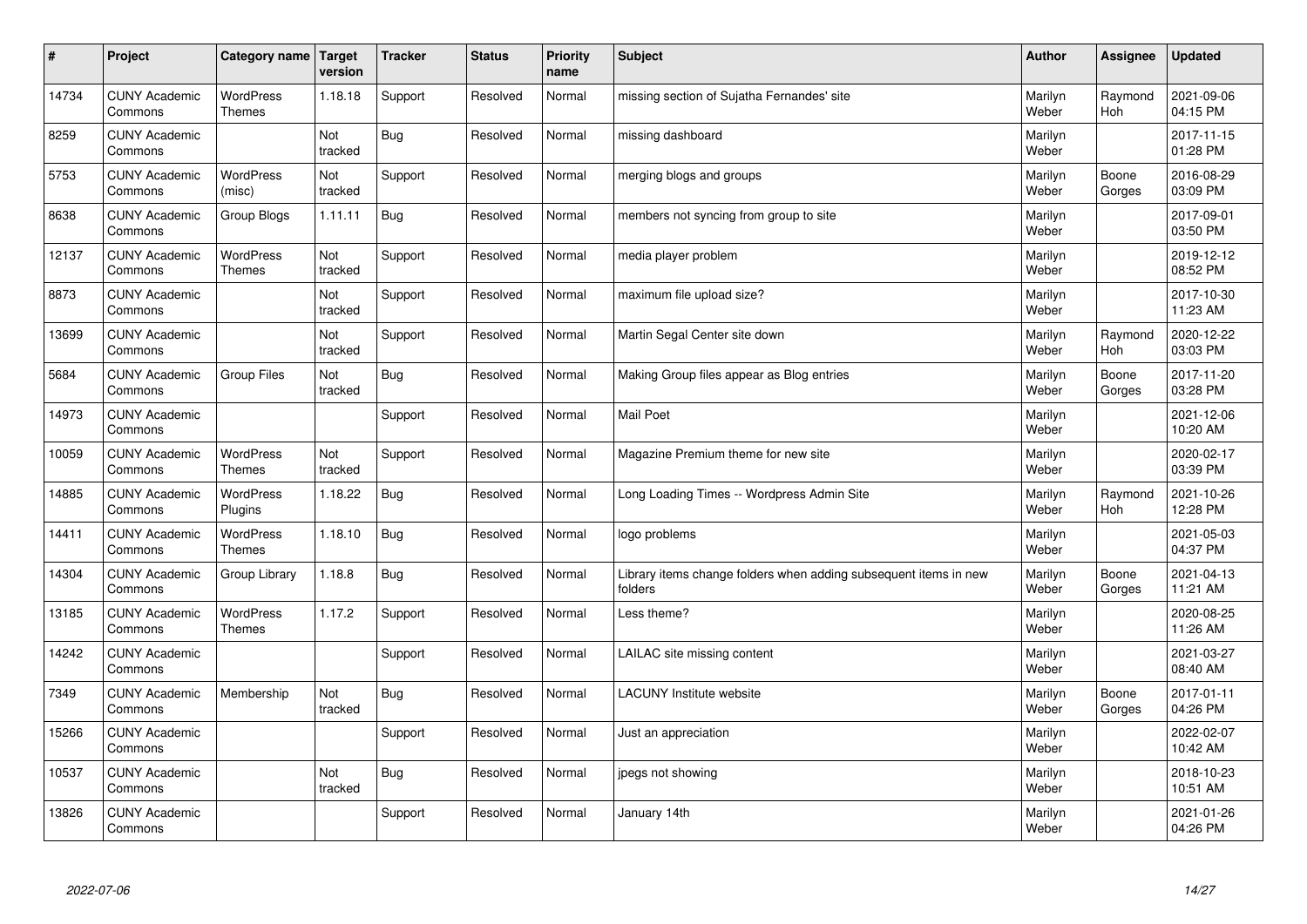| # | Project | Category name | Target version | Tracker | Status | Priority name | Subject | Author | Assignee | Updated |
|---|---|---|---|---|---|---|---|---|---|---|
| 14734 | CUNY Academic Commons | WordPress Themes | 1.18.18 | Support | Resolved | Normal | missing section of Sujatha Fernandes' site | Marilyn Weber | Raymond Hoh | 2021-09-06 04:15 PM |
| 8259 | CUNY Academic Commons | | Not tracked | Bug | Resolved | Normal | missing dashboard | Marilyn Weber | | 2017-11-15 01:28 PM |
| 5753 | CUNY Academic Commons | WordPress (misc) | Not tracked | Support | Resolved | Normal | merging blogs and groups | Marilyn Weber | Boone Gorges | 2016-08-29 03:09 PM |
| 8638 | CUNY Academic Commons | Group Blogs | 1.11.11 | Bug | Resolved | Normal | members not syncing from group to site | Marilyn Weber | | 2017-09-01 03:50 PM |
| 12137 | CUNY Academic Commons | WordPress Themes | Not tracked | Support | Resolved | Normal | media player problem | Marilyn Weber | | 2019-12-12 08:52 PM |
| 8873 | CUNY Academic Commons | | Not tracked | Support | Resolved | Normal | maximum file upload size? | Marilyn Weber | | 2017-10-30 11:23 AM |
| 13699 | CUNY Academic Commons | | Not tracked | Support | Resolved | Normal | Martin Segal Center site down | Marilyn Weber | Raymond Hoh | 2020-12-22 03:03 PM |
| 5684 | CUNY Academic Commons | Group Files | Not tracked | Bug | Resolved | Normal | Making Group files appear as Blog entries | Marilyn Weber | Boone Gorges | 2017-11-20 03:28 PM |
| 14973 | CUNY Academic Commons | | | Support | Resolved | Normal | Mail Poet | Marilyn Weber | | 2021-12-06 10:20 AM |
| 10059 | CUNY Academic Commons | WordPress Themes | Not tracked | Support | Resolved | Normal | Magazine Premium theme for new site | Marilyn Weber | | 2020-02-17 03:39 PM |
| 14885 | CUNY Academic Commons | WordPress Plugins | 1.18.22 | Bug | Resolved | Normal | Long Loading Times -- Wordpress Admin Site | Marilyn Weber | Raymond Hoh | 2021-10-26 12:28 PM |
| 14411 | CUNY Academic Commons | WordPress Themes | 1.18.10 | Bug | Resolved | Normal | logo problems | Marilyn Weber | | 2021-05-03 04:37 PM |
| 14304 | CUNY Academic Commons | Group Library | 1.18.8 | Bug | Resolved | Normal | Library items change folders when adding subsequent items in new folders | Marilyn Weber | Boone Gorges | 2021-04-13 11:21 AM |
| 13185 | CUNY Academic Commons | WordPress Themes | 1.17.2 | Support | Resolved | Normal | Less theme? | Marilyn Weber | | 2020-08-25 11:26 AM |
| 14242 | CUNY Academic Commons | | | Support | Resolved | Normal | LAILAC site missing content | Marilyn Weber | | 2021-03-27 08:40 AM |
| 7349 | CUNY Academic Commons | Membership | Not tracked | Bug | Resolved | Normal | LACUNY Institute website | Marilyn Weber | Boone Gorges | 2017-01-11 04:26 PM |
| 15266 | CUNY Academic Commons | | | Support | Resolved | Normal | Just an appreciation | Marilyn Weber | | 2022-02-07 10:42 AM |
| 10537 | CUNY Academic Commons | | Not tracked | Bug | Resolved | Normal | jpegs not showing | Marilyn Weber | | 2018-10-23 10:51 AM |
| 13826 | CUNY Academic Commons | | | Support | Resolved | Normal | January 14th | Marilyn Weber | | 2021-01-26 04:26 PM |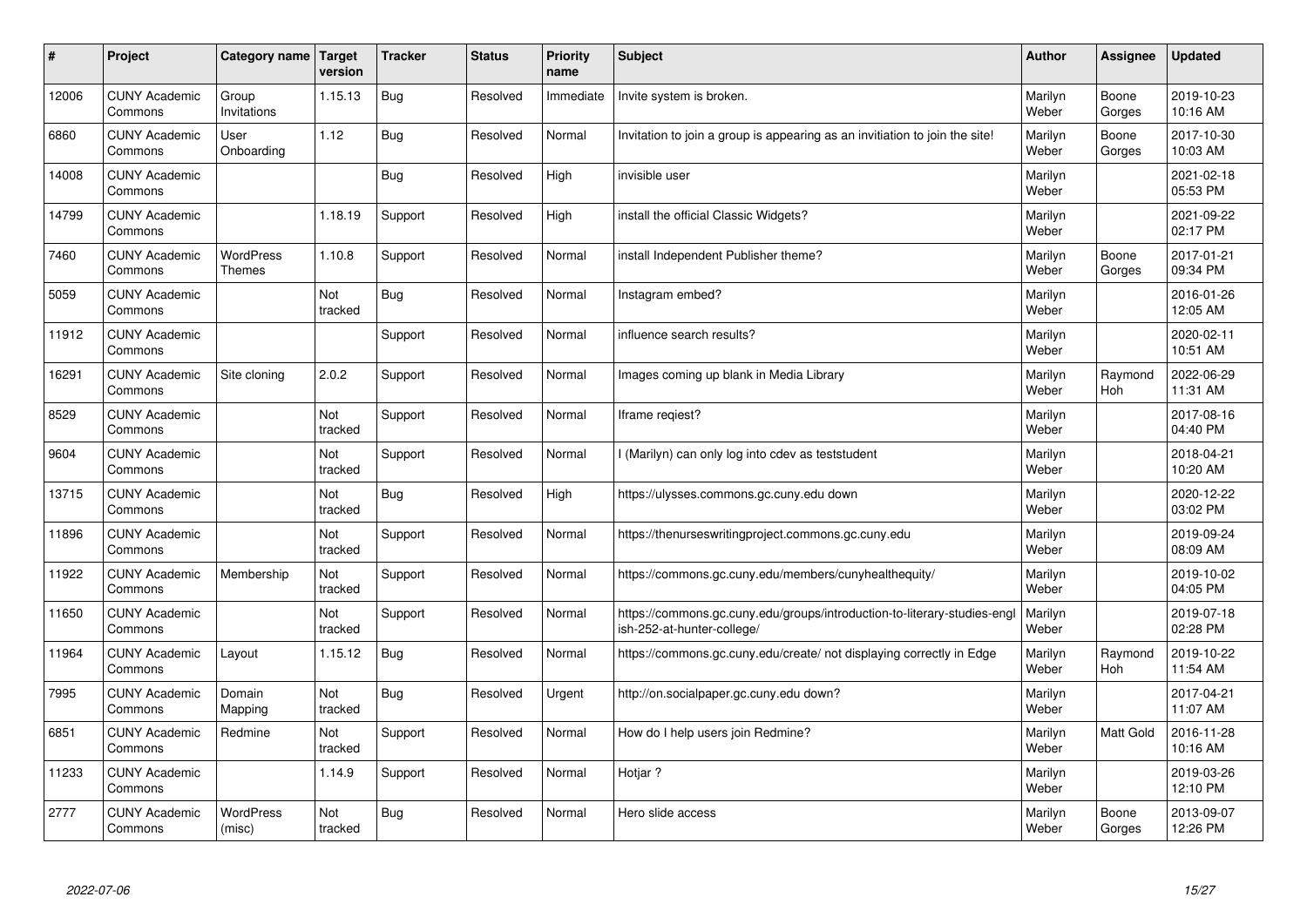| # | Project | Category name | Target version | Tracker | Status | Priority name | Subject | Author | Assignee | Updated |
|---|---|---|---|---|---|---|---|---|---|---|
| 12006 | CUNY Academic Commons | Group Invitations | 1.15.13 | Bug | Resolved | Immediate | Invite system is broken. | Marilyn Weber | Boone Gorges | 2019-10-23 10:16 AM |
| 6860 | CUNY Academic Commons | User Onboarding | 1.12 | Bug | Resolved | Normal | Invitation to join a group is appearing as an invitiation to join the site! | Marilyn Weber | Boone Gorges | 2017-10-30 10:03 AM |
| 14008 | CUNY Academic Commons | | | Bug | Resolved | High | invisible user | Marilyn Weber | | 2021-02-18 05:53 PM |
| 14799 | CUNY Academic Commons | | 1.18.19 | Support | Resolved | High | install the official Classic Widgets? | Marilyn Weber | | 2021-09-22 02:17 PM |
| 7460 | CUNY Academic Commons | WordPress Themes | 1.10.8 | Support | Resolved | Normal | install Independent Publisher theme? | Marilyn Weber | Boone Gorges | 2017-01-21 09:34 PM |
| 5059 | CUNY Academic Commons | | Not tracked | Bug | Resolved | Normal | Instagram embed? | Marilyn Weber | | 2016-01-26 12:05 AM |
| 11912 | CUNY Academic Commons | | | Support | Resolved | Normal | influence search results? | Marilyn Weber | | 2020-02-11 10:51 AM |
| 16291 | CUNY Academic Commons | Site cloning | 2.0.2 | Support | Resolved | Normal | Images coming up blank in Media Library | Marilyn Weber | Raymond Hoh | 2022-06-29 11:31 AM |
| 8529 | CUNY Academic Commons | | Not tracked | Support | Resolved | Normal | Iframe reqiest? | Marilyn Weber | | 2017-08-16 04:40 PM |
| 9604 | CUNY Academic Commons | | Not tracked | Support | Resolved | Normal | I (Marilyn) can only log into cdev as teststudent | Marilyn Weber | | 2018-04-21 10:20 AM |
| 13715 | CUNY Academic Commons | | Not tracked | Bug | Resolved | High | https://ulysses.commons.gc.cuny.edu down | Marilyn Weber | | 2020-12-22 03:02 PM |
| 11896 | CUNY Academic Commons | | Not tracked | Support | Resolved | Normal | https://thenurseswritingproject.commons.gc.cuny.edu | Marilyn Weber | | 2019-09-24 08:09 AM |
| 11922 | CUNY Academic Commons | Membership | Not tracked | Support | Resolved | Normal | https://commons.gc.cuny.edu/members/cunyhealthequity/ | Marilyn Weber | | 2019-10-02 04:05 PM |
| 11650 | CUNY Academic Commons | | Not tracked | Support | Resolved | Normal | https://commons.gc.cuny.edu/groups/introduction-to-literary-studies-engl ish-252-at-hunter-college/ | Marilyn Weber | | 2019-07-18 02:28 PM |
| 11964 | CUNY Academic Commons | Layout | 1.15.12 | Bug | Resolved | Normal | https://commons.gc.cuny.edu/create/ not displaying correctly in Edge | Marilyn Weber | Raymond Hoh | 2019-10-22 11:54 AM |
| 7995 | CUNY Academic Commons | Domain Mapping | Not tracked | Bug | Resolved | Urgent | http://on.socialpaper.gc.cuny.edu down? | Marilyn Weber | | 2017-04-21 11:07 AM |
| 6851 | CUNY Academic Commons | Redmine | Not tracked | Support | Resolved | Normal | How do I help users join Redmine? | Marilyn Weber | Matt Gold | 2016-11-28 10:16 AM |
| 11233 | CUNY Academic Commons | | 1.14.9 | Support | Resolved | Normal | Hotjar ? | Marilyn Weber | | 2019-03-26 12:10 PM |
| 2777 | CUNY Academic Commons | WordPress (misc) | Not tracked | Bug | Resolved | Normal | Hero slide access | Marilyn Weber | Boone Gorges | 2013-09-07 12:26 PM |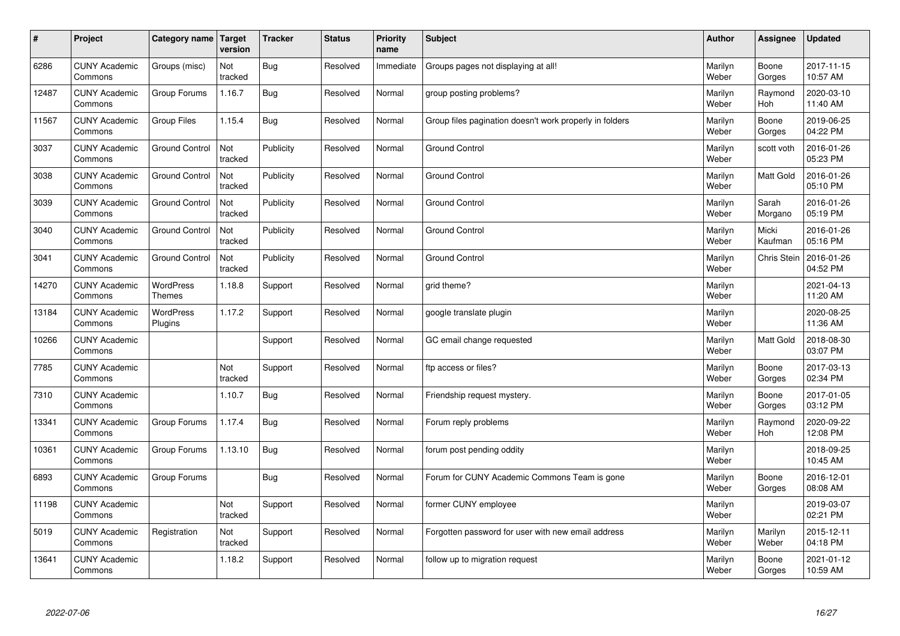| # | Project | Category name | Target version | Tracker | Status | Priority name | Subject | Author | Assignee | Updated |
|---|---|---|---|---|---|---|---|---|---|---|
| 6286 | CUNY Academic Commons | Groups (misc) | Not tracked | Bug | Resolved | Immediate | Groups pages not displaying at all! | Marilyn Weber | Boone Gorges | 2017-11-15 10:57 AM |
| 12487 | CUNY Academic Commons | Group Forums | 1.16.7 | Bug | Resolved | Normal | group posting problems? | Marilyn Weber | Raymond Hoh | 2020-03-10 11:40 AM |
| 11567 | CUNY Academic Commons | Group Files | 1.15.4 | Bug | Resolved | Normal | Group files pagination doesn't work properly in folders | Marilyn Weber | Boone Gorges | 2019-06-25 04:22 PM |
| 3037 | CUNY Academic Commons | Ground Control | Not tracked | Publicity | Resolved | Normal | Ground Control | Marilyn Weber | scott voth | 2016-01-26 05:23 PM |
| 3038 | CUNY Academic Commons | Ground Control | Not tracked | Publicity | Resolved | Normal | Ground Control | Marilyn Weber | Matt Gold | 2016-01-26 05:10 PM |
| 3039 | CUNY Academic Commons | Ground Control | Not tracked | Publicity | Resolved | Normal | Ground Control | Marilyn Weber | Sarah Morgano | 2016-01-26 05:19 PM |
| 3040 | CUNY Academic Commons | Ground Control | Not tracked | Publicity | Resolved | Normal | Ground Control | Marilyn Weber | Micki Kaufman | 2016-01-26 05:16 PM |
| 3041 | CUNY Academic Commons | Ground Control | Not tracked | Publicity | Resolved | Normal | Ground Control | Marilyn Weber | Chris Stein | 2016-01-26 04:52 PM |
| 14270 | CUNY Academic Commons | WordPress Themes | 1.18.8 | Support | Resolved | Normal | grid theme? | Marilyn Weber | | 2021-04-13 11:20 AM |
| 13184 | CUNY Academic Commons | WordPress Plugins | 1.17.2 | Support | Resolved | Normal | google translate plugin | Marilyn Weber | | 2020-08-25 11:36 AM |
| 10266 | CUNY Academic Commons | | | Support | Resolved | Normal | GC email change requested | Marilyn Weber | Matt Gold | 2018-08-30 03:07 PM |
| 7785 | CUNY Academic Commons | | Not tracked | Support | Resolved | Normal | ftp access or files? | Marilyn Weber | Boone Gorges | 2017-03-13 02:34 PM |
| 7310 | CUNY Academic Commons | | 1.10.7 | Bug | Resolved | Normal | Friendship request mystery. | Marilyn Weber | Boone Gorges | 2017-01-05 03:12 PM |
| 13341 | CUNY Academic Commons | Group Forums | 1.17.4 | Bug | Resolved | Normal | Forum reply problems | Marilyn Weber | Raymond Hoh | 2020-09-22 12:08 PM |
| 10361 | CUNY Academic Commons | Group Forums | 1.13.10 | Bug | Resolved | Normal | forum post pending oddity | Marilyn Weber | | 2018-09-25 10:45 AM |
| 6893 | CUNY Academic Commons | Group Forums | | Bug | Resolved | Normal | Forum for CUNY Academic Commons Team is gone | Marilyn Weber | Boone Gorges | 2016-12-01 08:08 AM |
| 11198 | CUNY Academic Commons | | Not tracked | Support | Resolved | Normal | former CUNY employee | Marilyn Weber | | 2019-03-07 02:21 PM |
| 5019 | CUNY Academic Commons | Registration | Not tracked | Support | Resolved | Normal | Forgotten password for user with new email address | Marilyn Weber | Marilyn Weber | 2015-12-11 04:18 PM |
| 13641 | CUNY Academic Commons | | 1.18.2 | Support | Resolved | Normal | follow up to migration request | Marilyn Weber | Boone Gorges | 2021-01-12 10:59 AM |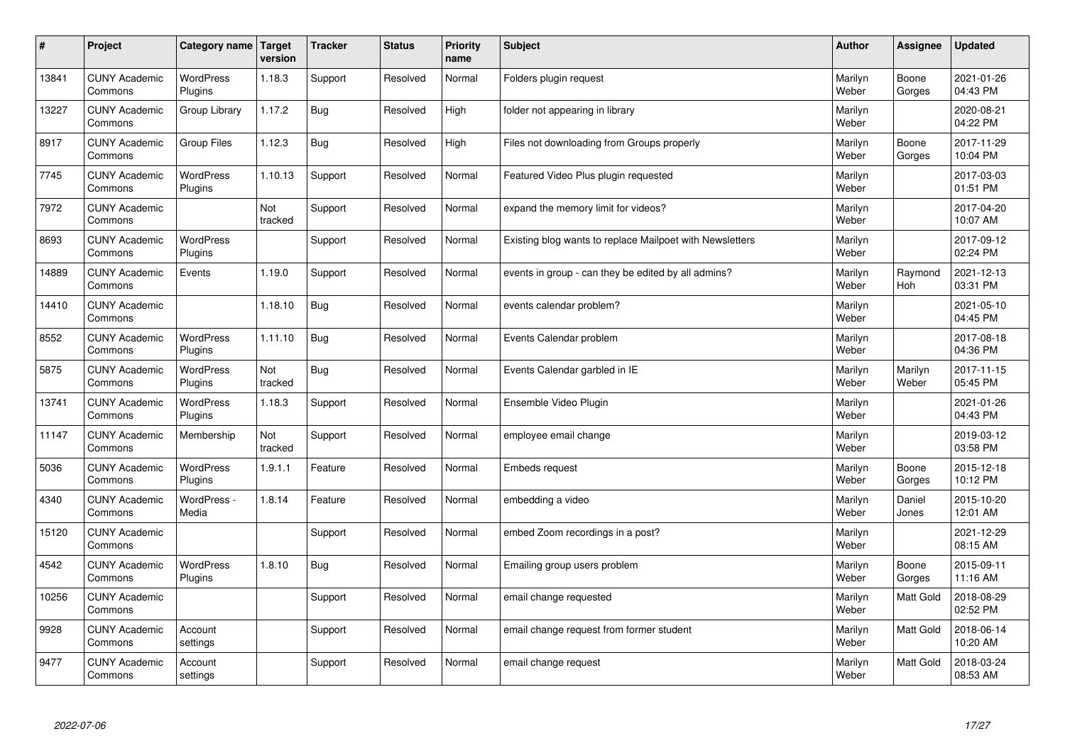| # | Project | Category name | Target version | Tracker | Status | Priority name | Subject | Author | Assignee | Updated |
|---|---|---|---|---|---|---|---|---|---|---|
| 13841 | CUNY Academic Commons | WordPress Plugins | 1.18.3 | Support | Resolved | Normal | Folders plugin request | Marilyn Weber | Boone Gorges | 2021-01-26 04:43 PM |
| 13227 | CUNY Academic Commons | Group Library | 1.17.2 | Bug | Resolved | High | folder not appearing in library | Marilyn Weber | | 2020-08-21 04:22 PM |
| 8917 | CUNY Academic Commons | Group Files | 1.12.3 | Bug | Resolved | High | Files not downloading from Groups properly | Marilyn Weber | Boone Gorges | 2017-11-29 10:04 PM |
| 7745 | CUNY Academic Commons | WordPress Plugins | 1.10.13 | Support | Resolved | Normal | Featured Video Plus plugin requested | Marilyn Weber | | 2017-03-03 01:51 PM |
| 7972 | CUNY Academic Commons | | Not tracked | Support | Resolved | Normal | expand the memory limit for videos? | Marilyn Weber | | 2017-04-20 10:07 AM |
| 8693 | CUNY Academic Commons | WordPress Plugins | | Support | Resolved | Normal | Existing blog wants to replace Mailpoet with Newsletters | Marilyn Weber | | 2017-09-12 02:24 PM |
| 14889 | CUNY Academic Commons | Events | 1.19.0 | Support | Resolved | Normal | events in group - can they be edited by all admins? | Marilyn Weber | Raymond Hoh | 2021-12-13 03:31 PM |
| 14410 | CUNY Academic Commons | | 1.18.10 | Bug | Resolved | Normal | events calendar problem? | Marilyn Weber | | 2021-05-10 04:45 PM |
| 8552 | CUNY Academic Commons | WordPress Plugins | 1.11.10 | Bug | Resolved | Normal | Events Calendar problem | Marilyn Weber | | 2017-08-18 04:36 PM |
| 5875 | CUNY Academic Commons | WordPress Plugins | Not tracked | Bug | Resolved | Normal | Events Calendar garbled in IE | Marilyn Weber | Marilyn Weber | 2017-11-15 05:45 PM |
| 13741 | CUNY Academic Commons | WordPress Plugins | 1.18.3 | Support | Resolved | Normal | Ensemble Video Plugin | Marilyn Weber | | 2021-01-26 04:43 PM |
| 11147 | CUNY Academic Commons | Membership | Not tracked | Support | Resolved | Normal | employee email change | Marilyn Weber | | 2019-03-12 03:58 PM |
| 5036 | CUNY Academic Commons | WordPress Plugins | 1.9.1.1 | Feature | Resolved | Normal | Embeds request | Marilyn Weber | Boone Gorges | 2015-12-18 10:12 PM |
| 4340 | CUNY Academic Commons | WordPress - Media | 1.8.14 | Feature | Resolved | Normal | embedding a video | Marilyn Weber | Daniel Jones | 2015-10-20 12:01 AM |
| 15120 | CUNY Academic Commons | | | Support | Resolved | Normal | embed Zoom recordings in a post? | Marilyn Weber | | 2021-12-29 08:15 AM |
| 4542 | CUNY Academic Commons | WordPress Plugins | 1.8.10 | Bug | Resolved | Normal | Emailing group users problem | Marilyn Weber | Boone Gorges | 2015-09-11 11:16 AM |
| 10256 | CUNY Academic Commons | | | Support | Resolved | Normal | email change requested | Marilyn Weber | Matt Gold | 2018-08-29 02:52 PM |
| 9928 | CUNY Academic Commons | Account settings | | Support | Resolved | Normal | email change request from former student | Marilyn Weber | Matt Gold | 2018-06-14 10:20 AM |
| 9477 | CUNY Academic Commons | Account settings | | Support | Resolved | Normal | email change request | Marilyn Weber | Matt Gold | 2018-03-24 08:53 AM |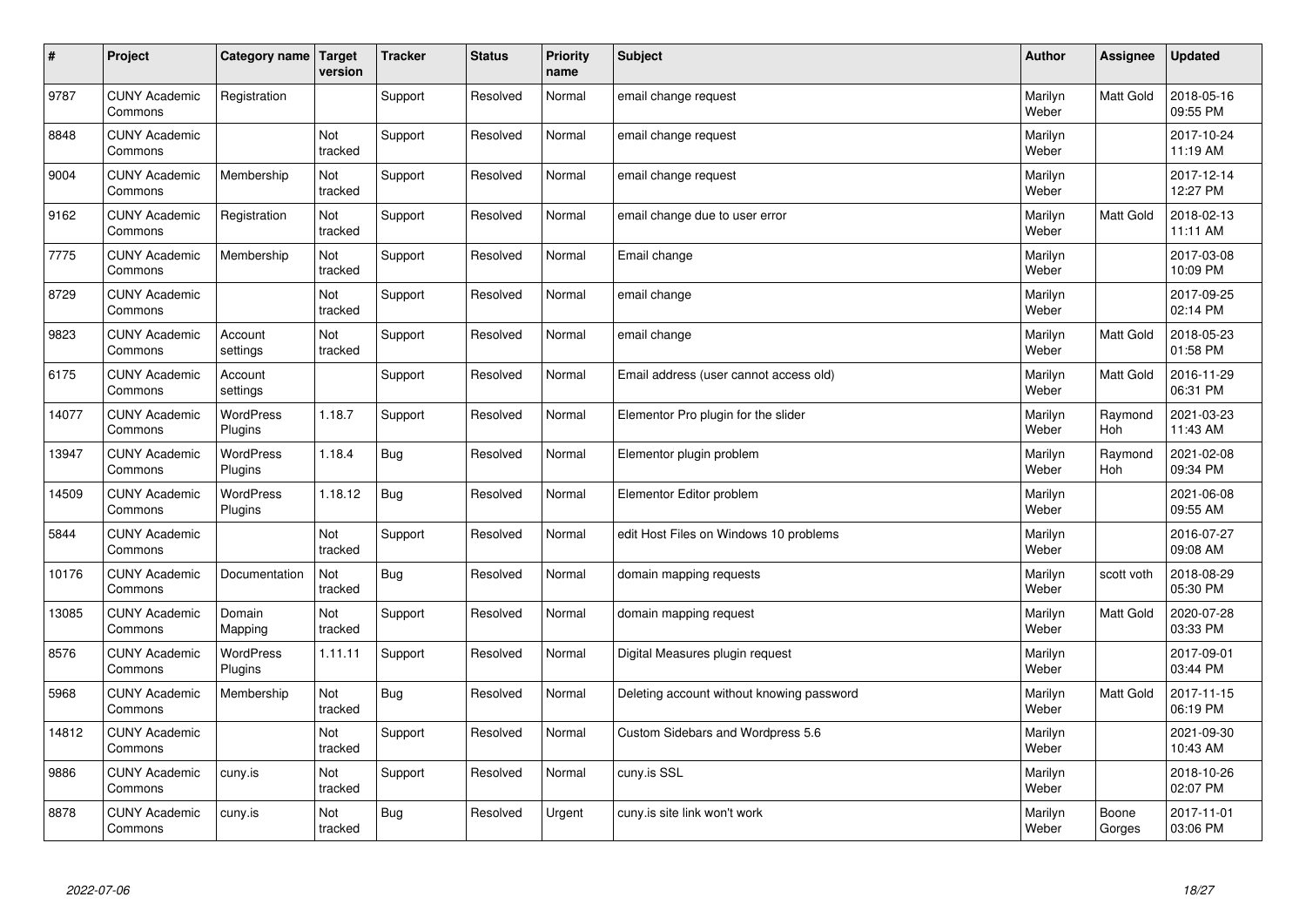| # | Project | Category name | Target version | Tracker | Status | Priority name | Subject | Author | Assignee | Updated |
|---|---|---|---|---|---|---|---|---|---|---|
| 9787 | CUNY Academic Commons | Registration | | Support | Resolved | Normal | email change request | Marilyn Weber | Matt Gold | 2018-05-16 09:55 PM |
| 8848 | CUNY Academic Commons | | Not tracked | Support | Resolved | Normal | email change request | Marilyn Weber | | 2017-10-24 11:19 AM |
| 9004 | CUNY Academic Commons | Membership | Not tracked | Support | Resolved | Normal | email change request | Marilyn Weber | | 2017-12-14 12:27 PM |
| 9162 | CUNY Academic Commons | Registration | Not tracked | Support | Resolved | Normal | email change due to user error | Marilyn Weber | Matt Gold | 2018-02-13 11:11 AM |
| 7775 | CUNY Academic Commons | Membership | Not tracked | Support | Resolved | Normal | Email change | Marilyn Weber | | 2017-03-08 10:09 PM |
| 8729 | CUNY Academic Commons | | Not tracked | Support | Resolved | Normal | email change | Marilyn Weber | | 2017-09-25 02:14 PM |
| 9823 | CUNY Academic Commons | Account settings | Not tracked | Support | Resolved | Normal | email change | Marilyn Weber | Matt Gold | 2018-05-23 01:58 PM |
| 6175 | CUNY Academic Commons | Account settings | | Support | Resolved | Normal | Email address (user cannot access old) | Marilyn Weber | Matt Gold | 2016-11-29 06:31 PM |
| 14077 | CUNY Academic Commons | WordPress Plugins | 1.18.7 | Support | Resolved | Normal | Elementor Pro plugin for the slider | Marilyn Weber | Raymond Hoh | 2021-03-23 11:43 AM |
| 13947 | CUNY Academic Commons | WordPress Plugins | 1.18.4 | Bug | Resolved | Normal | Elementor plugin problem | Marilyn Weber | Raymond Hoh | 2021-02-08 09:34 PM |
| 14509 | CUNY Academic Commons | WordPress Plugins | 1.18.12 | Bug | Resolved | Normal | Elementor Editor problem | Marilyn Weber | | 2021-06-08 09:55 AM |
| 5844 | CUNY Academic Commons | | Not tracked | Support | Resolved | Normal | edit Host Files on Windows 10 problems | Marilyn Weber | | 2016-07-27 09:08 AM |
| 10176 | CUNY Academic Commons | Documentation | Not tracked | Bug | Resolved | Normal | domain mapping requests | Marilyn Weber | scott voth | 2018-08-29 05:30 PM |
| 13085 | CUNY Academic Commons | Domain Mapping | Not tracked | Support | Resolved | Normal | domain mapping request | Marilyn Weber | Matt Gold | 2020-07-28 03:33 PM |
| 8576 | CUNY Academic Commons | WordPress Plugins | 1.11.11 | Support | Resolved | Normal | Digital Measures plugin request | Marilyn Weber | | 2017-09-01 03:44 PM |
| 5968 | CUNY Academic Commons | Membership | Not tracked | Bug | Resolved | Normal | Deleting account without knowing password | Marilyn Weber | Matt Gold | 2017-11-15 06:19 PM |
| 14812 | CUNY Academic Commons | | Not tracked | Support | Resolved | Normal | Custom Sidebars and Wordpress 5.6 | Marilyn Weber | | 2021-09-30 10:43 AM |
| 9886 | CUNY Academic Commons | cuny.is | Not tracked | Support | Resolved | Normal | cuny.is SSL | Marilyn Weber | | 2018-10-26 02:07 PM |
| 8878 | CUNY Academic Commons | cuny.is | Not tracked | Bug | Resolved | Urgent | cuny.is site link won't work | Marilyn Weber | Boone Gorges | 2017-11-01 03:06 PM |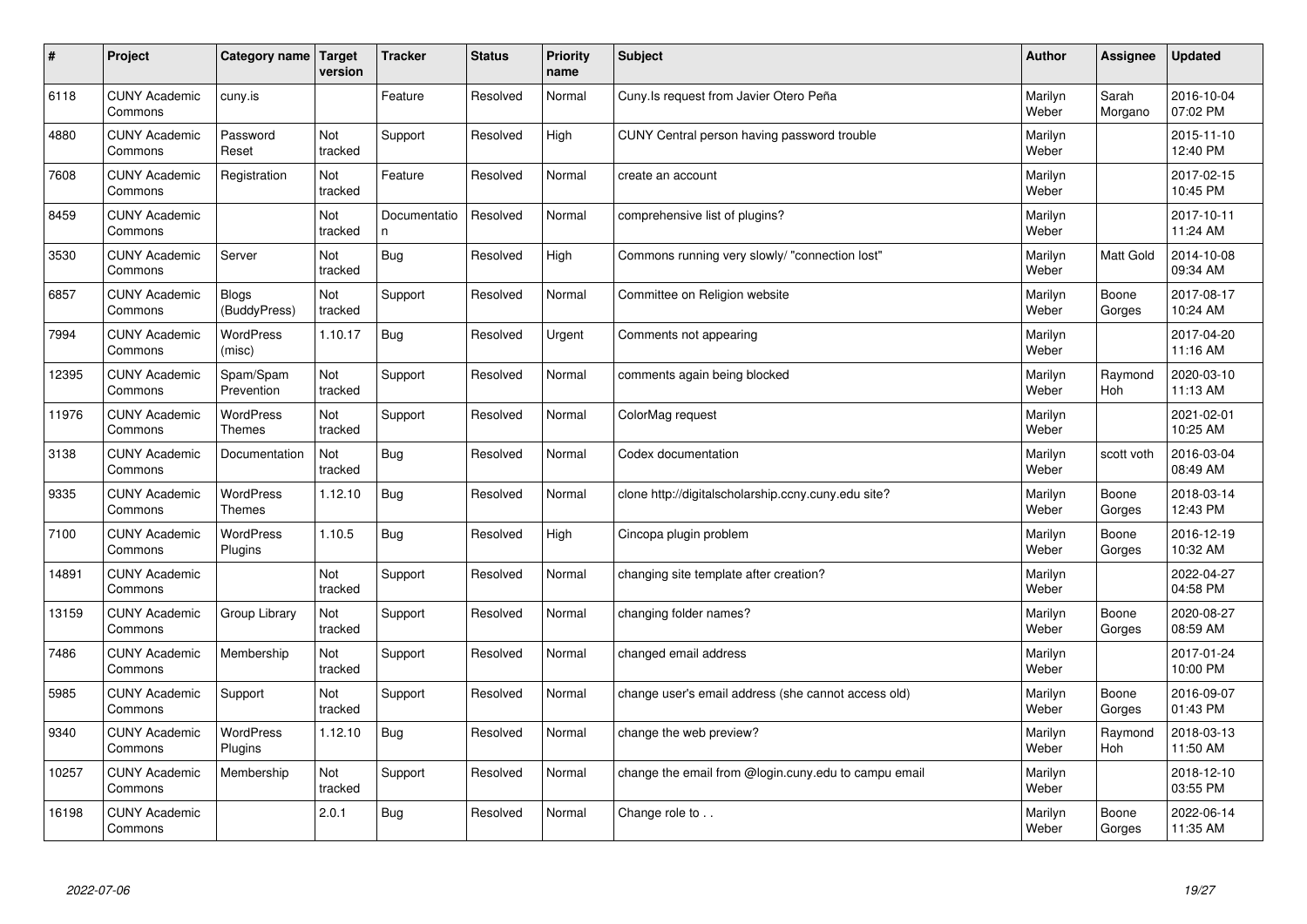| # | Project | Category name | Target version | Tracker | Status | Priority name | Subject | Author | Assignee | Updated |
|---|---|---|---|---|---|---|---|---|---|---|
| 6118 | CUNY Academic Commons | cuny.is | | Feature | Resolved | Normal | Cuny.Is request from Javier Otero Peña | Marilyn Weber | Sarah Morgano | 2016-10-04 07:02 PM |
| 4880 | CUNY Academic Commons | Password Reset | Not tracked | Support | Resolved | High | CUNY Central person having password trouble | Marilyn Weber | | 2015-11-10 12:40 PM |
| 7608 | CUNY Academic Commons | Registration | Not tracked | Feature | Resolved | Normal | create an account | Marilyn Weber | | 2017-02-15 10:45 PM |
| 8459 | CUNY Academic Commons | | Not tracked | Documentation | Resolved | Normal | comprehensive list of plugins? | Marilyn Weber | | 2017-10-11 11:24 AM |
| 3530 | CUNY Academic Commons | Server | Not tracked | Bug | Resolved | High | Commons running very slowly/ "connection lost" | Marilyn Weber | Matt Gold | 2014-10-08 09:34 AM |
| 6857 | CUNY Academic Commons | Blogs (BuddyPress) | Not tracked | Support | Resolved | Normal | Committee on Religion website | Marilyn Weber | Boone Gorges | 2017-08-17 10:24 AM |
| 7994 | CUNY Academic Commons | WordPress (misc) | 1.10.17 | Bug | Resolved | Urgent | Comments not appearing | Marilyn Weber | | 2017-04-20 11:16 AM |
| 12395 | CUNY Academic Commons | Spam/Spam Prevention | Not tracked | Support | Resolved | Normal | comments again being blocked | Marilyn Weber | Raymond Hoh | 2020-03-10 11:13 AM |
| 11976 | CUNY Academic Commons | WordPress Themes | Not tracked | Support | Resolved | Normal | ColorMag request | Marilyn Weber | | 2021-02-01 10:25 AM |
| 3138 | CUNY Academic Commons | Documentation | Not tracked | Bug | Resolved | Normal | Codex documentation | Marilyn Weber | scott voth | 2016-03-04 08:49 AM |
| 9335 | CUNY Academic Commons | WordPress Themes | 1.12.10 | Bug | Resolved | Normal | clone http://digitalscholarship.ccny.cuny.edu site? | Marilyn Weber | Boone Gorges | 2018-03-14 12:43 PM |
| 7100 | CUNY Academic Commons | WordPress Plugins | 1.10.5 | Bug | Resolved | High | Cincopa plugin problem | Marilyn Weber | Boone Gorges | 2016-12-19 10:32 AM |
| 14891 | CUNY Academic Commons | | Not tracked | Support | Resolved | Normal | changing site template after creation? | Marilyn Weber | | 2022-04-27 04:58 PM |
| 13159 | CUNY Academic Commons | Group Library | Not tracked | Support | Resolved | Normal | changing folder names? | Marilyn Weber | Boone Gorges | 2020-08-27 08:59 AM |
| 7486 | CUNY Academic Commons | Membership | Not tracked | Support | Resolved | Normal | changed email address | Marilyn Weber | | 2017-01-24 10:00 PM |
| 5985 | CUNY Academic Commons | Support | Not tracked | Support | Resolved | Normal | change user's email address (she cannot access old) | Marilyn Weber | Boone Gorges | 2016-09-07 01:43 PM |
| 9340 | CUNY Academic Commons | WordPress Plugins | 1.12.10 | Bug | Resolved | Normal | change the web preview? | Marilyn Weber | Raymond Hoh | 2018-03-13 11:50 AM |
| 10257 | CUNY Academic Commons | Membership | Not tracked | Support | Resolved | Normal | change the email from @login.cuny.edu to campu email | Marilyn Weber | | 2018-12-10 03:55 PM |
| 16198 | CUNY Academic Commons | | 2.0.1 | Bug | Resolved | Normal | Change role to . . | Marilyn Weber | Boone Gorges | 2022-06-14 11:35 AM |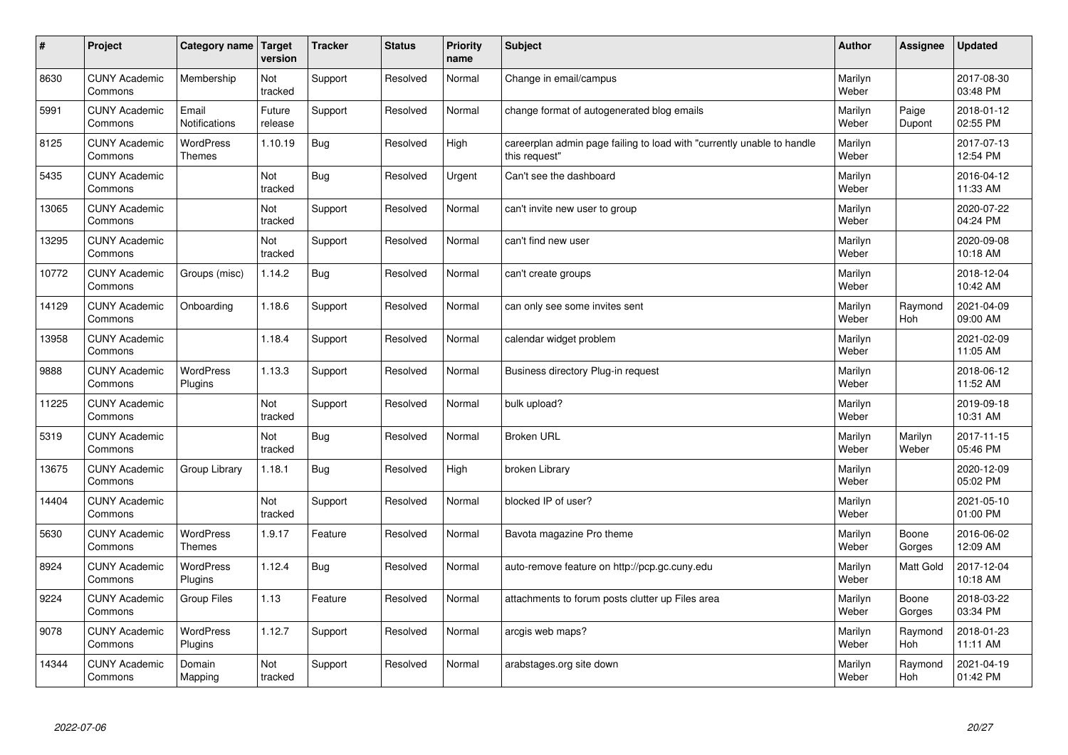| # | Project | Category name | Target version | Tracker | Status | Priority name | Subject | Author | Assignee | Updated |
|---|---|---|---|---|---|---|---|---|---|---|
| 8630 | CUNY Academic Commons | Membership | Not tracked | Support | Resolved | Normal | Change in email/campus | Marilyn Weber | | 2017-08-30 03:48 PM |
| 5991 | CUNY Academic Commons | Email Notifications | Future release | Support | Resolved | Normal | change format of autogenerated blog emails | Marilyn Weber | Paige Dupont | 2018-01-12 02:55 PM |
| 8125 | CUNY Academic Commons | WordPress Themes | 1.10.19 | Bug | Resolved | High | careerplan admin page failing to load with "currently unable to handle this request" | Marilyn Weber | | 2017-07-13 12:54 PM |
| 5435 | CUNY Academic Commons | | Not tracked | Bug | Resolved | Urgent | Can't see the dashboard | Marilyn Weber | | 2016-04-12 11:33 AM |
| 13065 | CUNY Academic Commons | | Not tracked | Support | Resolved | Normal | can't invite new user to group | Marilyn Weber | | 2020-07-22 04:24 PM |
| 13295 | CUNY Academic Commons | | Not tracked | Support | Resolved | Normal | can't find new user | Marilyn Weber | | 2020-09-08 10:18 AM |
| 10772 | CUNY Academic Commons | Groups (misc) | 1.14.2 | Bug | Resolved | Normal | can't create groups | Marilyn Weber | | 2018-12-04 10:42 AM |
| 14129 | CUNY Academic Commons | Onboarding | 1.18.6 | Support | Resolved | Normal | can only see some invites sent | Marilyn Weber | Raymond Hoh | 2021-04-09 09:00 AM |
| 13958 | CUNY Academic Commons | | 1.18.4 | Support | Resolved | Normal | calendar widget problem | Marilyn Weber | | 2021-02-09 11:05 AM |
| 9888 | CUNY Academic Commons | WordPress Plugins | 1.13.3 | Support | Resolved | Normal | Business directory Plug-in request | Marilyn Weber | | 2018-06-12 11:52 AM |
| 11225 | CUNY Academic Commons | | Not tracked | Support | Resolved | Normal | bulk upload? | Marilyn Weber | | 2019-09-18 10:31 AM |
| 5319 | CUNY Academic Commons | | Not tracked | Bug | Resolved | Normal | Broken URL | Marilyn Weber | Marilyn Weber | 2017-11-15 05:46 PM |
| 13675 | CUNY Academic Commons | Group Library | 1.18.1 | Bug | Resolved | High | broken Library | Marilyn Weber | | 2020-12-09 05:02 PM |
| 14404 | CUNY Academic Commons | | Not tracked | Support | Resolved | Normal | blocked IP of user? | Marilyn Weber | | 2021-05-10 01:00 PM |
| 5630 | CUNY Academic Commons | WordPress Themes | 1.9.17 | Feature | Resolved | Normal | Bavota magazine Pro theme | Marilyn Weber | Boone Gorges | 2016-06-02 12:09 AM |
| 8924 | CUNY Academic Commons | WordPress Plugins | 1.12.4 | Bug | Resolved | Normal | auto-remove feature on http://pcp.gc.cuny.edu | Marilyn Weber | Matt Gold | 2017-12-04 10:18 AM |
| 9224 | CUNY Academic Commons | Group Files | 1.13 | Feature | Resolved | Normal | attachments to forum posts clutter up Files area | Marilyn Weber | Boone Gorges | 2018-03-22 03:34 PM |
| 9078 | CUNY Academic Commons | WordPress Plugins | 1.12.7 | Support | Resolved | Normal | arcgis web maps? | Marilyn Weber | Raymond Hoh | 2018-01-23 11:11 AM |
| 14344 | CUNY Academic Commons | Domain Mapping | Not tracked | Support | Resolved | Normal | arabstages.org site down | Marilyn Weber | Raymond Hoh | 2021-04-19 01:42 PM |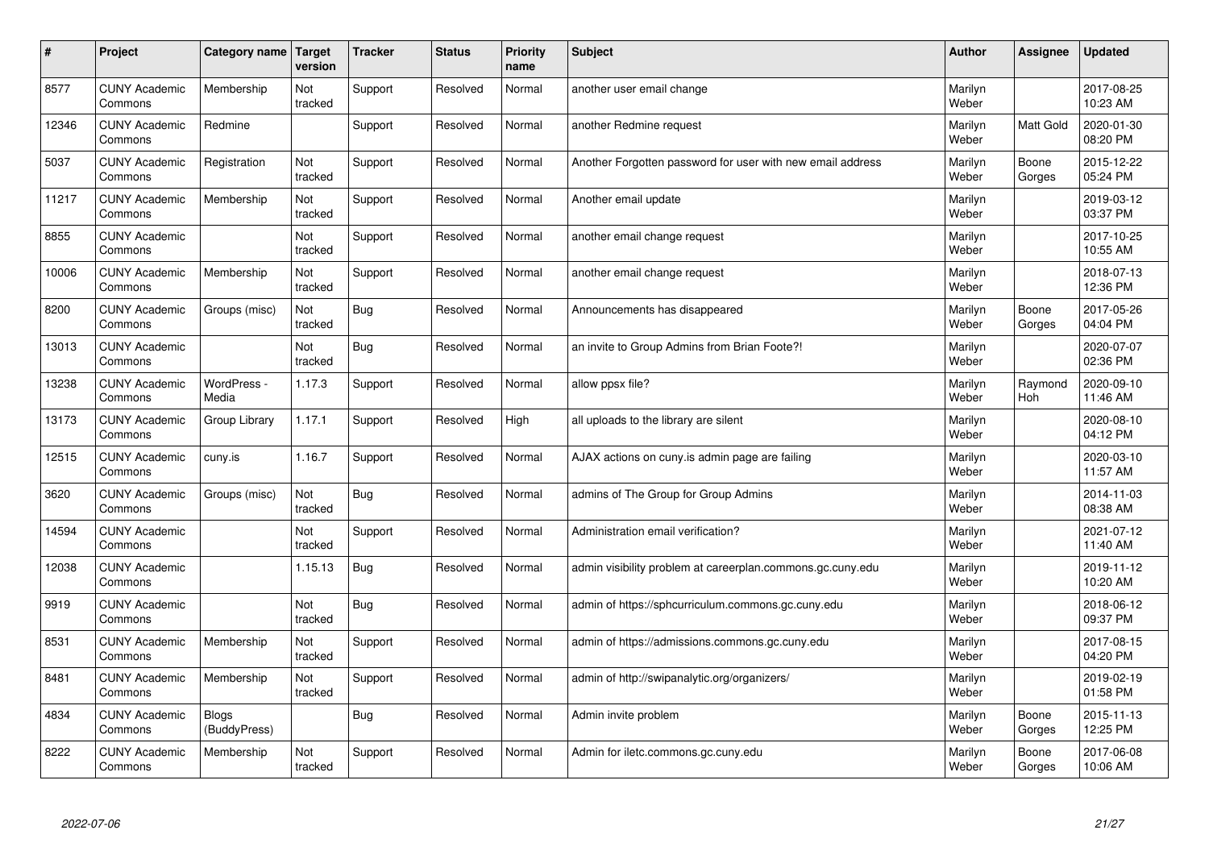| # | Project | Category name | Target version | Tracker | Status | Priority name | Subject | Author | Assignee | Updated |
|---|---|---|---|---|---|---|---|---|---|---|
| 8577 | CUNY Academic Commons | Membership | Not tracked | Support | Resolved | Normal | another user email change | Marilyn Weber | | 2017-08-25 10:23 AM |
| 12346 | CUNY Academic Commons | Redmine | | Support | Resolved | Normal | another Redmine request | Marilyn Weber | Matt Gold | 2020-01-30 08:20 PM |
| 5037 | CUNY Academic Commons | Registration | Not tracked | Support | Resolved | Normal | Another Forgotten password for user with new email address | Marilyn Weber | Boone Gorges | 2015-12-22 05:24 PM |
| 11217 | CUNY Academic Commons | Membership | Not tracked | Support | Resolved | Normal | Another email update | Marilyn Weber | | 2019-03-12 03:37 PM |
| 8855 | CUNY Academic Commons | | Not tracked | Support | Resolved | Normal | another email change request | Marilyn Weber | | 2017-10-25 10:55 AM |
| 10006 | CUNY Academic Commons | Membership | Not tracked | Support | Resolved | Normal | another email change request | Marilyn Weber | | 2018-07-13 12:36 PM |
| 8200 | CUNY Academic Commons | Groups (misc) | Not tracked | Bug | Resolved | Normal | Announcements has disappeared | Marilyn Weber | Boone Gorges | 2017-05-26 04:04 PM |
| 13013 | CUNY Academic Commons | | Not tracked | Bug | Resolved | Normal | an invite to Group Admins from Brian Foote?! | Marilyn Weber | | 2020-07-07 02:36 PM |
| 13238 | CUNY Academic Commons | WordPress - Media | 1.17.3 | Support | Resolved | Normal | allow ppsx file? | Marilyn Weber | Raymond Hoh | 2020-09-10 11:46 AM |
| 13173 | CUNY Academic Commons | Group Library | 1.17.1 | Support | Resolved | High | all uploads to the library are silent | Marilyn Weber | | 2020-08-10 04:12 PM |
| 12515 | CUNY Academic Commons | cuny.is | 1.16.7 | Support | Resolved | Normal | AJAX actions on cuny.is admin page are failing | Marilyn Weber | | 2020-03-10 11:57 AM |
| 3620 | CUNY Academic Commons | Groups (misc) | Not tracked | Bug | Resolved | Normal | admins of The Group for Group Admins | Marilyn Weber | | 2014-11-03 08:38 AM |
| 14594 | CUNY Academic Commons | | Not tracked | Support | Resolved | Normal | Administration email verification? | Marilyn Weber | | 2021-07-12 11:40 AM |
| 12038 | CUNY Academic Commons | | 1.15.13 | Bug | Resolved | Normal | admin visibility problem at careerplan.commons.gc.cuny.edu | Marilyn Weber | | 2019-11-12 10:20 AM |
| 9919 | CUNY Academic Commons | | Not tracked | Bug | Resolved | Normal | admin of https://sphcurriculum.commons.gc.cuny.edu | Marilyn Weber | | 2018-06-12 09:37 PM |
| 8531 | CUNY Academic Commons | Membership | Not tracked | Support | Resolved | Normal | admin of https://admissions.commons.gc.cuny.edu | Marilyn Weber | | 2017-08-15 04:20 PM |
| 8481 | CUNY Academic Commons | Membership | Not tracked | Support | Resolved | Normal | admin of http://swipanalytic.org/organizers/ | Marilyn Weber | | 2019-02-19 01:58 PM |
| 4834 | CUNY Academic Commons | Blogs (BuddyPress) | | Bug | Resolved | Normal | Admin invite problem | Marilyn Weber | Boone Gorges | 2015-11-13 12:25 PM |
| 8222 | CUNY Academic Commons | Membership | Not tracked | Support | Resolved | Normal | Admin for iletc.commons.gc.cuny.edu | Marilyn Weber | Boone Gorges | 2017-06-08 10:06 AM |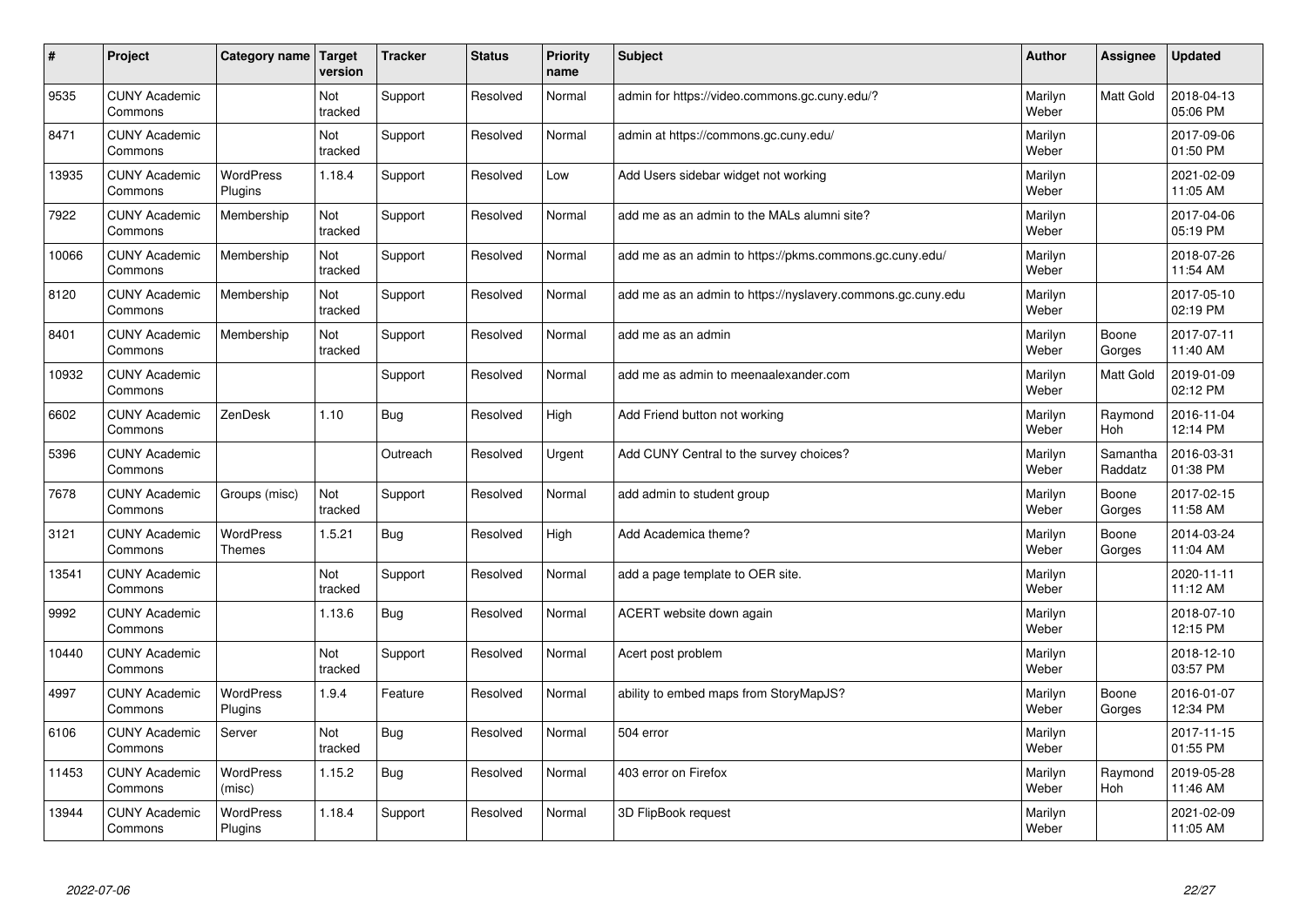| # | Project | Category name | Target version | Tracker | Status | Priority name | Subject | Author | Assignee | Updated |
|---|---|---|---|---|---|---|---|---|---|---|
| 9535 | CUNY Academic Commons | | Not tracked | Support | Resolved | Normal | admin for https://video.commons.gc.cuny.edu/? | Marilyn Weber | Matt Gold | 2018-04-13 05:06 PM |
| 8471 | CUNY Academic Commons | | Not tracked | Support | Resolved | Normal | admin at https://commons.gc.cuny.edu/ | Marilyn Weber | | 2017-09-06 01:50 PM |
| 13935 | CUNY Academic Commons | WordPress Plugins | 1.18.4 | Support | Resolved | Low | Add Users sidebar widget not working | Marilyn Weber | | 2021-02-09 11:05 AM |
| 7922 | CUNY Academic Commons | Membership | Not tracked | Support | Resolved | Normal | add me as an admin to the MALs alumni site? | Marilyn Weber | | 2017-04-06 05:19 PM |
| 10066 | CUNY Academic Commons | Membership | Not tracked | Support | Resolved | Normal | add me as an admin to https://pkms.commons.gc.cuny.edu/ | Marilyn Weber | | 2018-07-26 11:54 AM |
| 8120 | CUNY Academic Commons | Membership | Not tracked | Support | Resolved | Normal | add me as an admin to https://nyslavery.commons.gc.cuny.edu | Marilyn Weber | | 2017-05-10 02:19 PM |
| 8401 | CUNY Academic Commons | Membership | Not tracked | Support | Resolved | Normal | add me as an admin | Marilyn Weber | Boone Gorges | 2017-07-11 11:40 AM |
| 10932 | CUNY Academic Commons | | | Support | Resolved | Normal | add me as admin to meenaalexander.com | Marilyn Weber | Matt Gold | 2019-01-09 02:12 PM |
| 6602 | CUNY Academic Commons | ZenDesk | 1.10 | Bug | Resolved | High | Add Friend button not working | Marilyn Weber | Raymond Hoh | 2016-11-04 12:14 PM |
| 5396 | CUNY Academic Commons | | | Outreach | Resolved | Urgent | Add CUNY Central to the survey choices? | Marilyn Weber | Samantha Raddatz | 2016-03-31 01:38 PM |
| 7678 | CUNY Academic Commons | Groups (misc) | Not tracked | Support | Resolved | Normal | add admin to student group | Marilyn Weber | Boone Gorges | 2017-02-15 11:58 AM |
| 3121 | CUNY Academic Commons | WordPress Themes | 1.5.21 | Bug | Resolved | High | Add Academica theme? | Marilyn Weber | Boone Gorges | 2014-03-24 11:04 AM |
| 13541 | CUNY Academic Commons | | Not tracked | Support | Resolved | Normal | add a page template to OER site. | Marilyn Weber | | 2020-11-11 11:12 AM |
| 9992 | CUNY Academic Commons | | 1.13.6 | Bug | Resolved | Normal | ACERT website down again | Marilyn Weber | | 2018-07-10 12:15 PM |
| 10440 | CUNY Academic Commons | | Not tracked | Support | Resolved | Normal | Acert post problem | Marilyn Weber | | 2018-12-10 03:57 PM |
| 4997 | CUNY Academic Commons | WordPress Plugins | 1.9.4 | Feature | Resolved | Normal | ability to embed maps from StoryMapJS? | Marilyn Weber | Boone Gorges | 2016-01-07 12:34 PM |
| 6106 | CUNY Academic Commons | Server | Not tracked | Bug | Resolved | Normal | 504 error | Marilyn Weber | | 2017-11-15 01:55 PM |
| 11453 | CUNY Academic Commons | WordPress (misc) | 1.15.2 | Bug | Resolved | Normal | 403 error on Firefox | Marilyn Weber | Raymond Hoh | 2019-05-28 11:46 AM |
| 13944 | CUNY Academic Commons | WordPress Plugins | 1.18.4 | Support | Resolved | Normal | 3D FlipBook request | Marilyn Weber | | 2021-02-09 11:05 AM |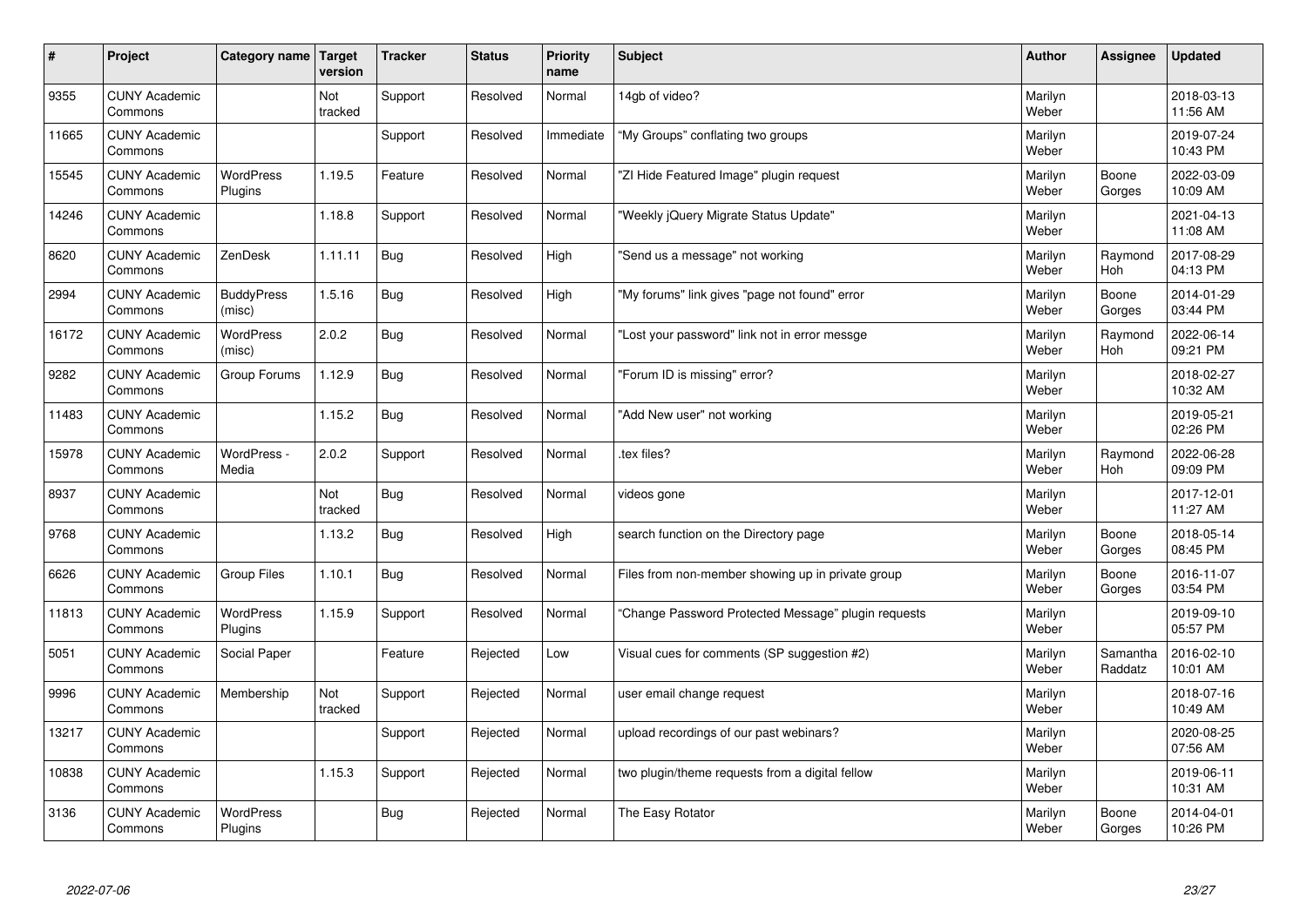| # | Project | Category name | Target version | Tracker | Status | Priority name | Subject | Author | Assignee | Updated |
|---|---|---|---|---|---|---|---|---|---|---|
| 9355 | CUNY Academic Commons | | Not tracked | Support | Resolved | Normal | 14gb of video? | Marilyn Weber | | 2018-03-13 11:56 AM |
| 11665 | CUNY Academic Commons | | | Support | Resolved | Immediate | "My Groups" conflating two groups | Marilyn Weber | | 2019-07-24 10:43 PM |
| 15545 | CUNY Academic Commons | WordPress Plugins | 1.19.5 | Feature | Resolved | Normal | "ZI Hide Featured Image" plugin request | Marilyn Weber | Boone Gorges | 2022-03-09 10:09 AM |
| 14246 | CUNY Academic Commons | | 1.18.8 | Support | Resolved | Normal | "Weekly jQuery Migrate Status Update" | Marilyn Weber | | 2021-04-13 11:08 AM |
| 8620 | CUNY Academic Commons | ZenDesk | 1.11.11 | Bug | Resolved | High | "Send us a message" not working | Marilyn Weber | Raymond Hoh | 2017-08-29 04:13 PM |
| 2994 | CUNY Academic Commons | BuddyPress (misc) | 1.5.16 | Bug | Resolved | High | "My forums" link gives "page not found" error | Marilyn Weber | Boone Gorges | 2014-01-29 03:44 PM |
| 16172 | CUNY Academic Commons | WordPress (misc) | 2.0.2 | Bug | Resolved | Normal | "Lost your password" link not in error messge | Marilyn Weber | Raymond Hoh | 2022-06-14 09:21 PM |
| 9282 | CUNY Academic Commons | Group Forums | 1.12.9 | Bug | Resolved | Normal | "Forum ID is missing" error? | Marilyn Weber | | 2018-02-27 10:32 AM |
| 11483 | CUNY Academic Commons | | 1.15.2 | Bug | Resolved | Normal | "Add New user" not working | Marilyn Weber | | 2019-05-21 02:26 PM |
| 15978 | CUNY Academic Commons | WordPress - Media | 2.0.2 | Support | Resolved | Normal | .tex files? | Marilyn Weber | Raymond Hoh | 2022-06-28 09:09 PM |
| 8937 | CUNY Academic Commons | | Not tracked | Bug | Resolved | Normal | videos gone | Marilyn Weber | | 2017-12-01 11:27 AM |
| 9768 | CUNY Academic Commons | | 1.13.2 | Bug | Resolved | High | search function on the Directory page | Marilyn Weber | Boone Gorges | 2018-05-14 08:45 PM |
| 6626 | CUNY Academic Commons | Group Files | 1.10.1 | Bug | Resolved | Normal | Files from non-member showing up in private group | Marilyn Weber | Boone Gorges | 2016-11-07 03:54 PM |
| 11813 | CUNY Academic Commons | WordPress Plugins | 1.15.9 | Support | Resolved | Normal | "Change Password Protected Message" plugin requests | Marilyn Weber | | 2019-09-10 05:57 PM |
| 5051 | CUNY Academic Commons | Social Paper | | Feature | Rejected | Low | Visual cues for comments (SP suggestion #2) | Marilyn Weber | Samantha Raddatz | 2016-02-10 10:01 AM |
| 9996 | CUNY Academic Commons | Membership | Not tracked | Support | Rejected | Normal | user email change request | Marilyn Weber | | 2018-07-16 10:49 AM |
| 13217 | CUNY Academic Commons | | | Support | Rejected | Normal | upload recordings of our past webinars? | Marilyn Weber | | 2020-08-25 07:56 AM |
| 10838 | CUNY Academic Commons | | 1.15.3 | Support | Rejected | Normal | two plugin/theme requests from a digital fellow | Marilyn Weber | | 2019-06-11 10:31 AM |
| 3136 | CUNY Academic Commons | WordPress Plugins | | Bug | Rejected | Normal | The Easy Rotator | Marilyn Weber | Boone Gorges | 2014-04-01 10:26 PM |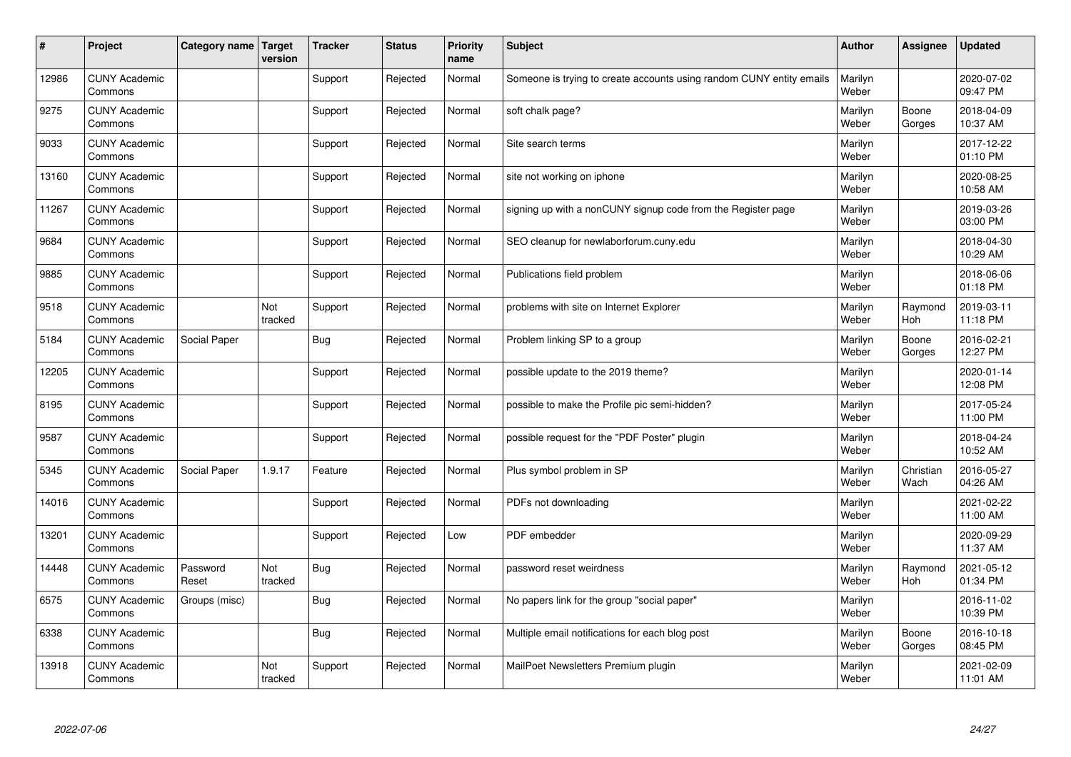| # | Project | Category name | Target version | Tracker | Status | Priority name | Subject | Author | Assignee | Updated |
|---|---|---|---|---|---|---|---|---|---|---|
| 12986 | CUNY Academic Commons | | | Support | Rejected | Normal | Someone is trying to create accounts using random CUNY entity emails | Marilyn Weber | | 2020-07-02 09:47 PM |
| 9275 | CUNY Academic Commons | | | Support | Rejected | Normal | soft chalk page? | Marilyn Weber | Boone Gorges | 2018-04-09 10:37 AM |
| 9033 | CUNY Academic Commons | | | Support | Rejected | Normal | Site search terms | Marilyn Weber | | 2017-12-22 01:10 PM |
| 13160 | CUNY Academic Commons | | | Support | Rejected | Normal | site not working on iphone | Marilyn Weber | | 2020-08-25 10:58 AM |
| 11267 | CUNY Academic Commons | | | Support | Rejected | Normal | signing up with a nonCUNY signup code from the Register page | Marilyn Weber | | 2019-03-26 03:00 PM |
| 9684 | CUNY Academic Commons | | | Support | Rejected | Normal | SEO cleanup for newlaborforum.cuny.edu | Marilyn Weber | | 2018-04-30 10:29 AM |
| 9885 | CUNY Academic Commons | | | Support | Rejected | Normal | Publications field problem | Marilyn Weber | | 2018-06-06 01:18 PM |
| 9518 | CUNY Academic Commons | | Not tracked | Support | Rejected | Normal | problems with site on Internet Explorer | Marilyn Weber | Raymond Hoh | 2019-03-11 11:18 PM |
| 5184 | CUNY Academic Commons | Social Paper | | Bug | Rejected | Normal | Problem linking SP to a group | Marilyn Weber | Boone Gorges | 2016-02-21 12:27 PM |
| 12205 | CUNY Academic Commons | | | Support | Rejected | Normal | possible update to the 2019 theme? | Marilyn Weber | | 2020-01-14 12:08 PM |
| 8195 | CUNY Academic Commons | | | Support | Rejected | Normal | possible to make the Profile pic semi-hidden? | Marilyn Weber | | 2017-05-24 11:00 PM |
| 9587 | CUNY Academic Commons | | | Support | Rejected | Normal | possible request for the "PDF Poster" plugin | Marilyn Weber | | 2018-04-24 10:52 AM |
| 5345 | CUNY Academic Commons | Social Paper | 1.9.17 | Feature | Rejected | Normal | Plus symbol problem in SP | Marilyn Weber | Christian Wach | 2016-05-27 04:26 AM |
| 14016 | CUNY Academic Commons | | | Support | Rejected | Normal | PDFs not downloading | Marilyn Weber | | 2021-02-22 11:00 AM |
| 13201 | CUNY Academic Commons | | | Support | Rejected | Low | PDF embedder | Marilyn Weber | | 2020-09-29 11:37 AM |
| 14448 | CUNY Academic Commons | Password Reset | Not tracked | Bug | Rejected | Normal | password reset weirdness | Marilyn Weber | Raymond Hoh | 2021-05-12 01:34 PM |
| 6575 | CUNY Academic Commons | Groups (misc) | | Bug | Rejected | Normal | No papers link for the group "social paper" | Marilyn Weber | | 2016-11-02 10:39 PM |
| 6338 | CUNY Academic Commons | | | Bug | Rejected | Normal | Multiple email notifications for each blog post | Marilyn Weber | Boone Gorges | 2016-10-18 08:45 PM |
| 13918 | CUNY Academic Commons | | Not tracked | Support | Rejected | Normal | MailPoet Newsletters Premium plugin | Marilyn Weber | | 2021-02-09 11:01 AM |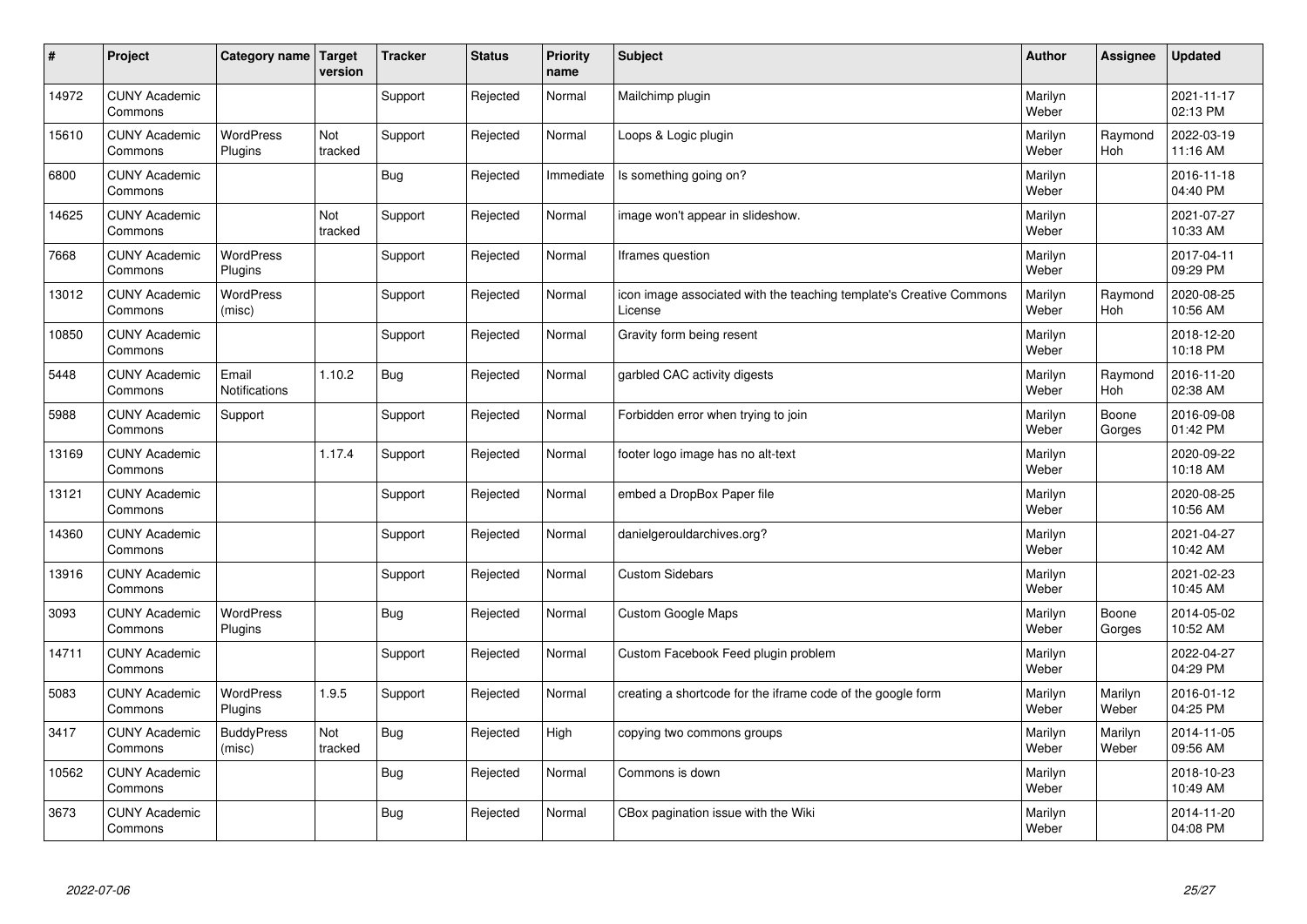| # | Project | Category name | Target version | Tracker | Status | Priority name | Subject | Author | Assignee | Updated |
|---|---|---|---|---|---|---|---|---|---|---|
| 14972 | CUNY Academic Commons | | | Support | Rejected | Normal | Mailchimp plugin | Marilyn Weber | | 2021-11-17 02:13 PM |
| 15610 | CUNY Academic Commons | WordPress Plugins | Not tracked | Support | Rejected | Normal | Loops & Logic plugin | Marilyn Weber | Raymond Hoh | 2022-03-19 11:16 AM |
| 6800 | CUNY Academic Commons | | | Bug | Rejected | Immediate | Is something going on? | Marilyn Weber | | 2016-11-18 04:40 PM |
| 14625 | CUNY Academic Commons | | Not tracked | Support | Rejected | Normal | image won't appear in slideshow. | Marilyn Weber | | 2021-07-27 10:33 AM |
| 7668 | CUNY Academic Commons | WordPress Plugins | | Support | Rejected | Normal | Iframes question | Marilyn Weber | | 2017-04-11 09:29 PM |
| 13012 | CUNY Academic Commons | WordPress (misc) | | Support | Rejected | Normal | icon image associated with the teaching template's Creative Commons License | Marilyn Weber | Raymond Hoh | 2020-08-25 10:56 AM |
| 10850 | CUNY Academic Commons | | | Support | Rejected | Normal | Gravity form being resent | Marilyn Weber | | 2018-12-20 10:18 PM |
| 5448 | CUNY Academic Commons | Email Notifications | 1.10.2 | Bug | Rejected | Normal | garbled CAC activity digests | Marilyn Weber | Raymond Hoh | 2016-11-20 02:38 AM |
| 5988 | CUNY Academic Commons | Support | | Support | Rejected | Normal | Forbidden error when trying to join | Marilyn Weber | Boone Gorges | 2016-09-08 01:42 PM |
| 13169 | CUNY Academic Commons | | 1.17.4 | Support | Rejected | Normal | footer logo image has no alt-text | Marilyn Weber | | 2020-09-22 10:18 AM |
| 13121 | CUNY Academic Commons | | | Support | Rejected | Normal | embed a DropBox Paper file | Marilyn Weber | | 2020-08-25 10:56 AM |
| 14360 | CUNY Academic Commons | | | Support | Rejected | Normal | danielgerouldarchives.org? | Marilyn Weber | | 2021-04-27 10:42 AM |
| 13916 | CUNY Academic Commons | | | Support | Rejected | Normal | Custom Sidebars | Marilyn Weber | | 2021-02-23 10:45 AM |
| 3093 | CUNY Academic Commons | WordPress Plugins | | Bug | Rejected | Normal | Custom Google Maps | Marilyn Weber | Boone Gorges | 2014-05-02 10:52 AM |
| 14711 | CUNY Academic Commons | | | Support | Rejected | Normal | Custom Facebook Feed plugin problem | Marilyn Weber | | 2022-04-27 04:29 PM |
| 5083 | CUNY Academic Commons | WordPress Plugins | 1.9.5 | Support | Rejected | Normal | creating a shortcode for the iframe code of the google form | Marilyn Weber | Marilyn Weber | 2016-01-12 04:25 PM |
| 3417 | CUNY Academic Commons | BuddyPress (misc) | Not tracked | Bug | Rejected | High | copying two commons groups | Marilyn Weber | Marilyn Weber | 2014-11-05 09:56 AM |
| 10562 | CUNY Academic Commons | | | Bug | Rejected | Normal | Commons is down | Marilyn Weber | | 2018-10-23 10:49 AM |
| 3673 | CUNY Academic Commons | | | Bug | Rejected | Normal | CBox pagination issue with the Wiki | Marilyn Weber | | 2014-11-20 04:08 PM |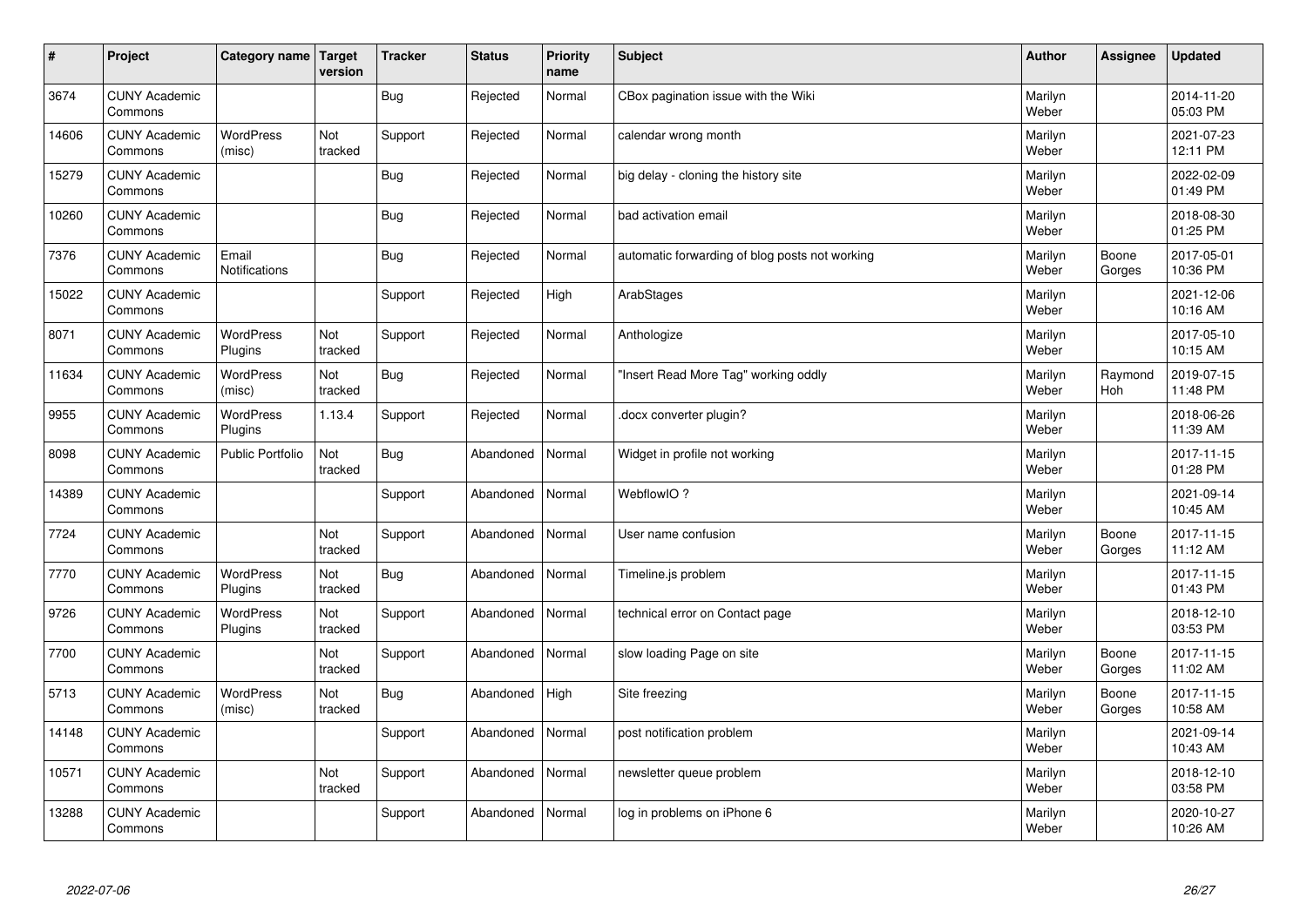| # | Project | Category name | Target version | Tracker | Status | Priority name | Subject | Author | Assignee | Updated |
|---|---|---|---|---|---|---|---|---|---|---|
| 3674 | CUNY Academic Commons | | | Bug | Rejected | Normal | CBox pagination issue with the Wiki | Marilyn Weber | | 2014-11-20 05:03 PM |
| 14606 | CUNY Academic Commons | WordPress (misc) | Not tracked | Support | Rejected | Normal | calendar wrong month | Marilyn Weber | | 2021-07-23 12:11 PM |
| 15279 | CUNY Academic Commons | | | Bug | Rejected | Normal | big delay - cloning the history site | Marilyn Weber | | 2022-02-09 01:49 PM |
| 10260 | CUNY Academic Commons | | | Bug | Rejected | Normal | bad activation email | Marilyn Weber | | 2018-08-30 01:25 PM |
| 7376 | CUNY Academic Commons | Email Notifications | | Bug | Rejected | Normal | automatic forwarding of blog posts not working | Marilyn Weber | Boone Gorges | 2017-05-01 10:36 PM |
| 15022 | CUNY Academic Commons | | | Support | Rejected | High | ArabStages | Marilyn Weber | | 2021-12-06 10:16 AM |
| 8071 | CUNY Academic Commons | WordPress Plugins | Not tracked | Support | Rejected | Normal | Anthologize | Marilyn Weber | | 2017-05-10 10:15 AM |
| 11634 | CUNY Academic Commons | WordPress (misc) | Not tracked | Bug | Rejected | Normal | "Insert Read More Tag" working oddly | Marilyn Weber | Raymond Hoh | 2019-07-15 11:48 PM |
| 9955 | CUNY Academic Commons | WordPress Plugins | 1.13.4 | Support | Rejected | Normal | .docx converter plugin? | Marilyn Weber | | 2018-06-26 11:39 AM |
| 8098 | CUNY Academic Commons | Public Portfolio | Not tracked | Bug | Abandoned | Normal | Widget in profile not working | Marilyn Weber | | 2017-11-15 01:28 PM |
| 14389 | CUNY Academic Commons | | | Support | Abandoned | Normal | WebflowIO ? | Marilyn Weber | | 2021-09-14 10:45 AM |
| 7724 | CUNY Academic Commons | | Not tracked | Support | Abandoned | Normal | User name confusion | Marilyn Weber | Boone Gorges | 2017-11-15 11:12 AM |
| 7770 | CUNY Academic Commons | WordPress Plugins | Not tracked | Bug | Abandoned | Normal | Timeline.js problem | Marilyn Weber | | 2017-11-15 01:43 PM |
| 9726 | CUNY Academic Commons | WordPress Plugins | Not tracked | Support | Abandoned | Normal | technical error on Contact page | Marilyn Weber | | 2018-12-10 03:53 PM |
| 7700 | CUNY Academic Commons | | Not tracked | Support | Abandoned | Normal | slow loading Page on site | Marilyn Weber | Boone Gorges | 2017-11-15 11:02 AM |
| 5713 | CUNY Academic Commons | WordPress (misc) | Not tracked | Bug | Abandoned | High | Site freezing | Marilyn Weber | Boone Gorges | 2017-11-15 10:58 AM |
| 14148 | CUNY Academic Commons | | | Support | Abandoned | Normal | post notification problem | Marilyn Weber | | 2021-09-14 10:43 AM |
| 10571 | CUNY Academic Commons | | Not tracked | Support | Abandoned | Normal | newsletter queue problem | Marilyn Weber | | 2018-12-10 03:58 PM |
| 13288 | CUNY Academic Commons | | | Support | Abandoned | Normal | log in problems on iPhone 6 | Marilyn Weber | | 2020-10-27 10:26 AM |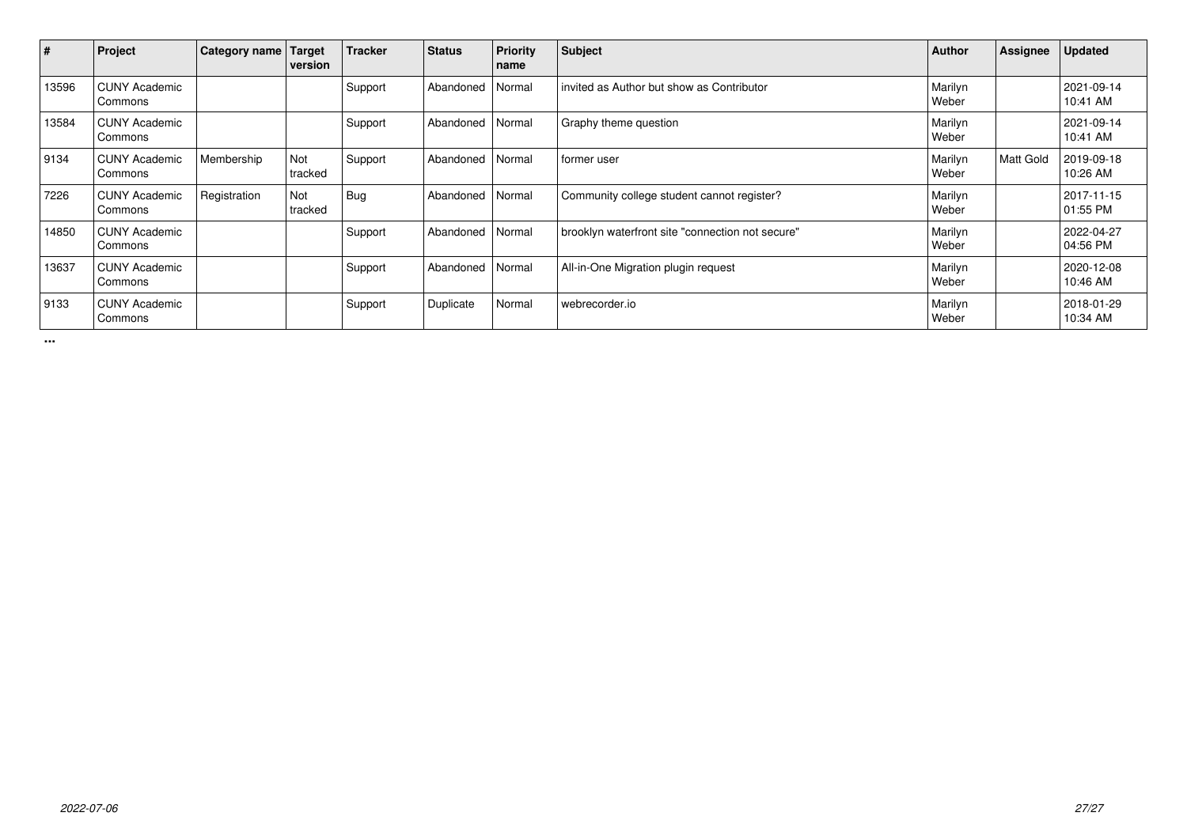| # | Project | Category name | Target version | Tracker | Status | Priority name | Subject | Author | Assignee | Updated |
|---|---|---|---|---|---|---|---|---|---|---|
| 13596 | CUNY Academic Commons | | | Support | Abandoned | Normal | invited as Author but show as Contributor | Marilyn Weber | | 2021-09-14 10:41 AM |
| 13584 | CUNY Academic Commons | | | Support | Abandoned | Normal | Graphy theme question | Marilyn Weber | | 2021-09-14 10:41 AM |
| 9134 | CUNY Academic Commons | Membership | Not tracked | Support | Abandoned | Normal | former user | Marilyn Weber | Matt Gold | 2019-09-18 10:26 AM |
| 7226 | CUNY Academic Commons | Registration | Not tracked | Bug | Abandoned | Normal | Community college student cannot register? | Marilyn Weber | | 2017-11-15 01:55 PM |
| 14850 | CUNY Academic Commons | | | Support | Abandoned | Normal | brooklyn waterfront site "connection not secure" | Marilyn Weber | | 2022-04-27 04:56 PM |
| 13637 | CUNY Academic Commons | | | Support | Abandoned | Normal | All-in-One Migration plugin request | Marilyn Weber | | 2020-12-08 10:46 AM |
| 9133 | CUNY Academic Commons | | | Support | Duplicate | Normal | webrecorder.io | Marilyn Weber | | 2018-01-29 10:34 AM |

...